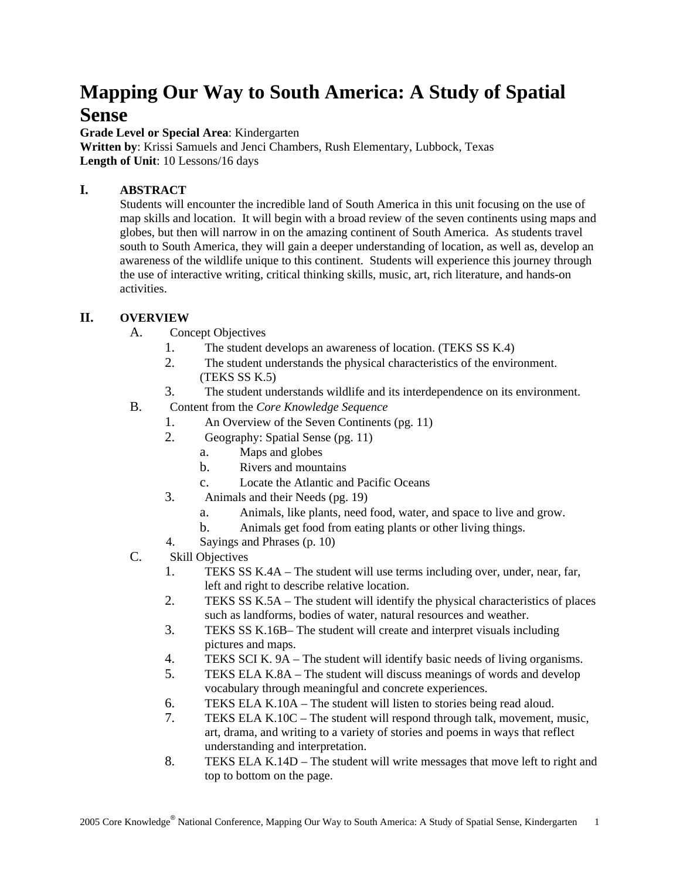# Mapping Our Way to South America: A Study of Spatial Sense

**Grade Level or Special Area**: Kindergarten
**Written by**: Krissi Samuels and Jenci Chambers, Rush Elementary, Lubbock, Texas
**Length of Unit**: 10 Lessons/16 days

## I. ABSTRACT

Students will encounter the incredible land of South America in this unit focusing on the use of map skills and location. It will begin with a broad review of the seven continents using maps and globes, but then will narrow in on the amazing continent of South America. As students travel south to South America, they will gain a deeper understanding of location, as well as, develop an awareness of the wildlife unique to this continent. Students will experience this journey through the use of interactive writing, critical thinking skills, music, art, rich literature, and hands-on activities.

## II. OVERVIEW

A. Concept Objectives
   1. The student develops an awareness of location. (TEKS SS K.4)
   2. The student understands the physical characteristics of the environment. (TEKS SS K.5)
   3. The student understands wildlife and its interdependence on its environment.

B. Content from the *Core Knowledge Sequence*
   1. An Overview of the Seven Continents (pg. 11)
   2. Geography: Spatial Sense (pg. 11)
      a. Maps and globes
      b. Rivers and mountains
      c. Locate the Atlantic and Pacific Oceans
   3. Animals and their Needs (pg. 19)
      a. Animals, like plants, need food, water, and space to live and grow.
      b. Animals get food from eating plants or other living things.
   4. Sayings and Phrases (p. 10)

C. Skill Objectives
   1. TEKS SS K.4A – The student will use terms including over, under, near, far, left and right to describe relative location.
   2. TEKS SS K.5A – The student will identify the physical characteristics of places such as landforms, bodies of water, natural resources and weather.
   3. TEKS SS K.16B– The student will create and interpret visuals including pictures and maps.
   4. TEKS SCI K. 9A – The student will identify basic needs of living organisms.
   5. TEKS ELA K.8A – The student will discuss meanings of words and develop vocabulary through meaningful and concrete experiences.
   6. TEKS ELA K.10A – The student will listen to stories being read aloud.
   7. TEKS ELA K.10C – The student will respond through talk, movement, music, art, drama, and writing to a variety of stories and poems in ways that reflect understanding and interpretation.
   8. TEKS ELA K.14D – The student will write messages that move left to right and top to bottom on the page.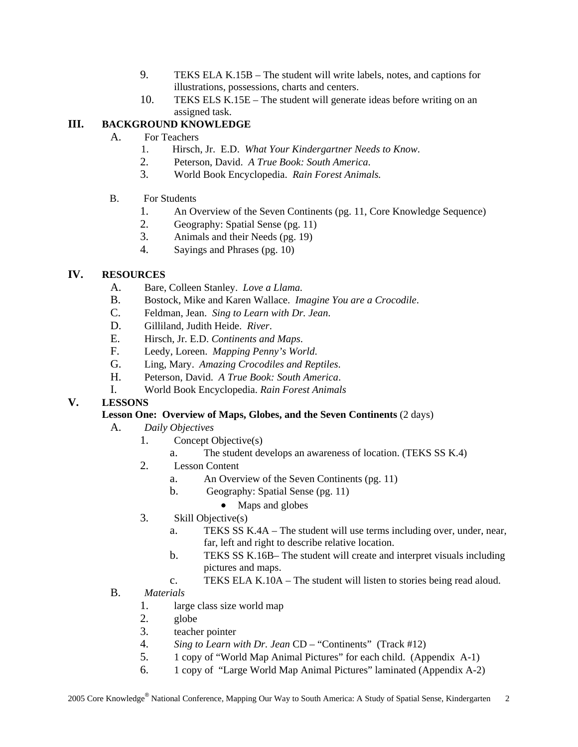9. TEKS ELA K.15B – The student will write labels, notes, and captions for illustrations, possessions, charts and centers.
10. TEKS ELS K.15E – The student will generate ideas before writing on an assigned task.

## III. BACKGROUND KNOWLEDGE

A. For Teachers
1. Hirsch, Jr. E.D. *What Your Kindergartner Needs to Know*.
2. Peterson, David. *A True Book: South America*.
3. World Book Encyclopedia. *Rain Forest Animals.*

B. For Students
1. An Overview of the Seven Continents (pg. 11, Core Knowledge Sequence)
2. Geography: Spatial Sense (pg. 11)
3. Animals and their Needs (pg. 19)
4. Sayings and Phrases (pg. 10)

## IV. RESOURCES

A. Bare, Colleen Stanley. *Love a Llama.*
B. Bostock, Mike and Karen Wallace. *Imagine You are a Crocodile*.
C. Feldman, Jean. *Sing to Learn with Dr. Jean*.
D. Gilliland, Judith Heide. *River*.
E. Hirsch, Jr. E.D. *Continents and Maps*.
F. Leedy, Loreen. *Mapping Penny's World*.
G. Ling, Mary. *Amazing Crocodiles and Reptiles*.
H. Peterson, David. *A True Book: South America*.
I. World Book Encyclopedia. *Rain Forest Animals*

## V. LESSONS

**Lesson One: Overview of Maps, Globes, and the Seven Continents** (2 days)

A. *Daily Objectives*
1. Concept Objective(s)
   a. The student develops an awareness of location. (TEKS SS K.4)
2. Lesson Content
   a. An Overview of the Seven Continents (pg. 11)
   b. Geography: Spatial Sense (pg. 11)
      - Maps and globes
3. Skill Objective(s)
   a. TEKS SS K.4A – The student will use terms including over, under, near, far, left and right to describe relative location.
   b. TEKS SS K.16B– The student will create and interpret visuals including pictures and maps.
   c. TEKS ELA K.10A – The student will listen to stories being read aloud.

B. *Materials*
1. large class size world map
2. globe
3. teacher pointer
4. *Sing to Learn with Dr. Jean* CD – "Continents" (Track #12)
5. 1 copy of "World Map Animal Pictures" for each child. (Appendix A-1)
6. 1 copy of "Large World Map Animal Pictures" laminated (Appendix A-2)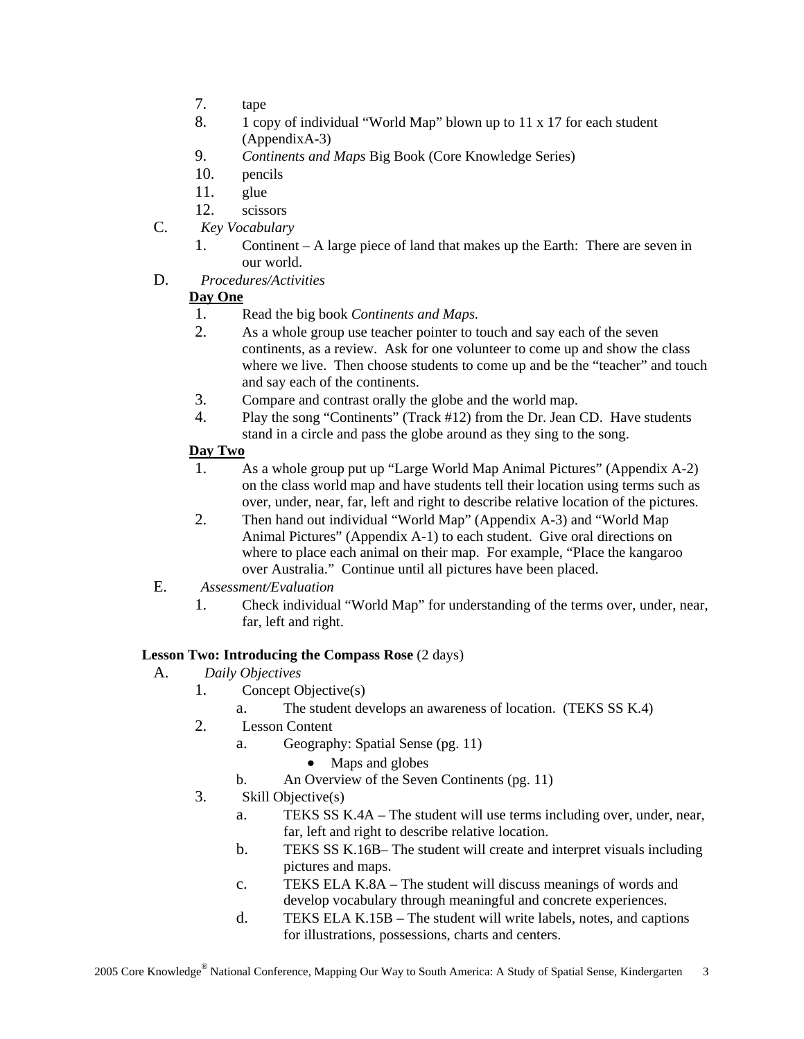7. tape
8. 1 copy of individual "World Map" blown up to 11 x 17 for each student (AppendixA-3)
9. *Continents and Maps* Big Book (Core Knowledge Series)
10. pencils
11. glue
12. scissors

C. *Key Vocabulary*

1. Continent – A large piece of land that makes up the Earth: There are seven in our world.

D. *Procedures/Activities*

**Day One**

1. Read the big book *Continents and Maps.*
2. As a whole group use teacher pointer to touch and say each of the seven continents, as a review. Ask for one volunteer to come up and show the class where we live. Then choose students to come up and be the "teacher" and touch and say each of the continents.
3. Compare and contrast orally the globe and the world map.
4. Play the song "Continents" (Track #12) from the Dr. Jean CD. Have students stand in a circle and pass the globe around as they sing to the song.

**Day Two**

1. As a whole group put up "Large World Map Animal Pictures" (Appendix A-2) on the class world map and have students tell their location using terms such as over, under, near, far, left and right to describe relative location of the pictures.
2. Then hand out individual "World Map" (Appendix A-3) and "World Map Animal Pictures" (Appendix A-1) to each student. Give oral directions on where to place each animal on their map. For example, "Place the kangaroo over Australia." Continue until all pictures have been placed.

E. *Assessment/Evaluation*

1. Check individual "World Map" for understanding of the terms over, under, near, far, left and right.

### Lesson Two: Introducing the Compass Rose (2 days)

A. *Daily Objectives*

1. Concept Objective(s)
   a. The student develops an awareness of location. (TEKS SS K.4)
2. Lesson Content
   a. Geography: Spatial Sense (pg. 11)
      - Maps and globes

   b. An Overview of the Seven Continents (pg. 11)
3. Skill Objective(s)
   a. TEKS SS K.4A – The student will use terms including over, under, near, far, left and right to describe relative location.
   b. TEKS SS K.16B– The student will create and interpret visuals including pictures and maps.
   c. TEKS ELA K.8A – The student will discuss meanings of words and develop vocabulary through meaningful and concrete experiences.
   d. TEKS ELA K.15B – The student will write labels, notes, and captions for illustrations, possessions, charts and centers.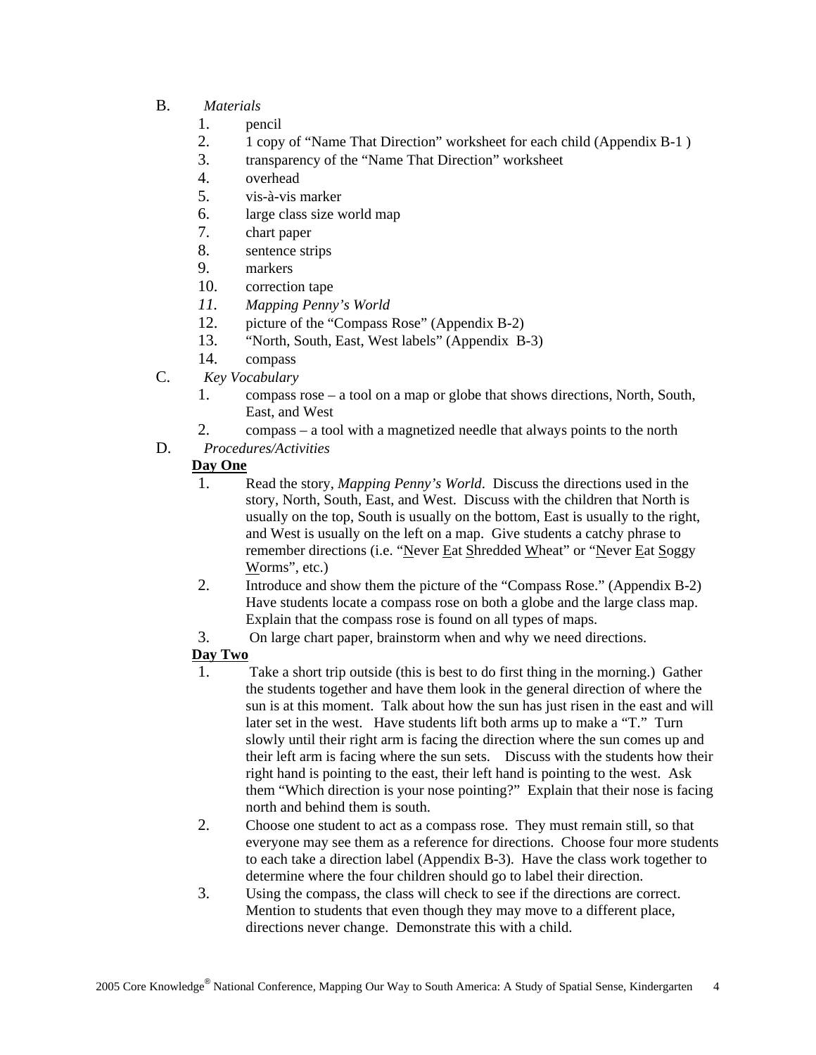B. *Materials*

1. pencil
2. 1 copy of "Name That Direction" worksheet for each child (Appendix B-1 )
3. transparency of the "Name That Direction" worksheet
4. overhead
5. vis-à-vis marker
6. large class size world map
7. chart paper
8. sentence strips
9. markers
10. correction tape
11. *Mapping Penny's World*
12. picture of the "Compass Rose" (Appendix B-2)
13. "North, South, East, West labels" (Appendix B-3)
14. compass

C. *Key Vocabulary*

1. compass rose – a tool on a map or globe that shows directions, North, South, East, and West
2. compass – a tool with a magnetized needle that always points to the north

D. *Procedures/Activities*

**Day One**

1. Read the story, *Mapping Penny's World*. Discuss the directions used in the story, North, South, East, and West. Discuss with the children that North is usually on the top, South is usually on the bottom, East is usually to the right, and West is usually on the left on a map. Give students a catchy phrase to remember directions (i.e. "<u>N</u>ever <u>E</u>at <u>S</u>hredded <u>W</u>heat" or "<u>N</u>ever <u>E</u>at <u>S</u>oggy <u>W</u>orms", etc.)
2. Introduce and show them the picture of the "Compass Rose." (Appendix B-2) Have students locate a compass rose on both a globe and the large class map. Explain that the compass rose is found on all types of maps.
3. On large chart paper, brainstorm when and why we need directions.

**Day Two**

1. Take a short trip outside (this is best to do first thing in the morning.) Gather the students together and have them look in the general direction of where the sun is at this moment. Talk about how the sun has just risen in the east and will later set in the west. Have students lift both arms up to make a "T." Turn slowly until their right arm is facing the direction where the sun comes up and their left arm is facing where the sun sets. Discuss with the students how their right hand is pointing to the east, their left hand is pointing to the west. Ask them "Which direction is your nose pointing?" Explain that their nose is facing north and behind them is south.
2. Choose one student to act as a compass rose. They must remain still, so that everyone may see them as a reference for directions. Choose four more students to each take a direction label (Appendix B-3). Have the class work together to determine where the four children should go to label their direction.
3. Using the compass, the class will check to see if the directions are correct. Mention to students that even though they may move to a different place, directions never change. Demonstrate this with a child.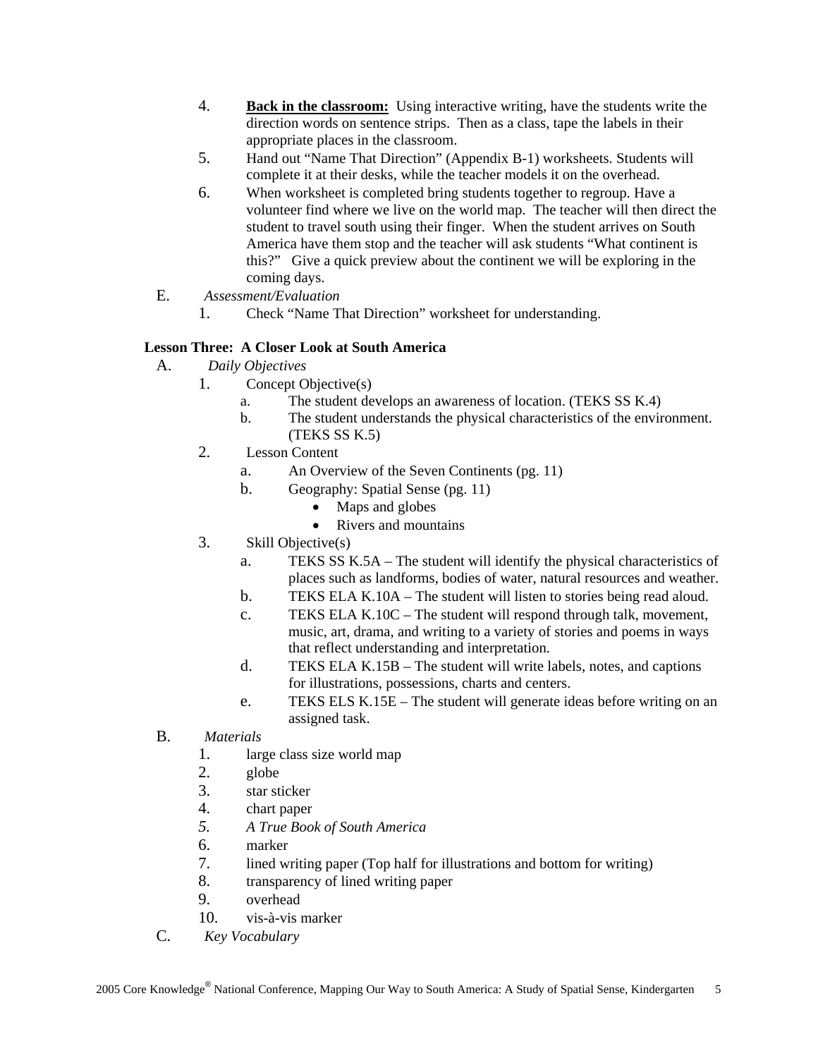4. **<u>Back in the classroom:</u>** Using interactive writing, have the students write the direction words on sentence strips. Then as a class, tape the labels in their appropriate places in the classroom.
5. Hand out "Name That Direction" (Appendix B-1) worksheets. Students will complete it at their desks, while the teacher models it on the overhead.
6. When worksheet is completed bring students together to regroup. Have a volunteer find where we live on the world map. The teacher will then direct the student to travel south using their finger. When the student arrives on South America have them stop and the teacher will ask students "What continent is this?" Give a quick preview about the continent we will be exploring in the coming days.

E. *Assessment/Evaluation*

1. Check "Name That Direction" worksheet for understanding.

**Lesson Three: A Closer Look at South America**

A. *Daily Objectives*

1. Concept Objective(s)
   a. The student develops an awareness of location. (TEKS SS K.4)
   b. The student understands the physical characteristics of the environment. (TEKS SS K.5)
2. Lesson Content
   a. An Overview of the Seven Continents (pg. 11)
   b. Geography: Spatial Sense (pg. 11)
      - Maps and globes
      - Rivers and mountains
3. Skill Objective(s)
   a. TEKS SS K.5A – The student will identify the physical characteristics of places such as landforms, bodies of water, natural resources and weather.
   b. TEKS ELA K.10A – The student will listen to stories being read aloud.
   c. TEKS ELA K.10C – The student will respond through talk, movement, music, art, drama, and writing to a variety of stories and poems in ways that reflect understanding and interpretation.
   d. TEKS ELA K.15B – The student will write labels, notes, and captions for illustrations, possessions, charts and centers.
   e. TEKS ELS K.15E – The student will generate ideas before writing on an assigned task.

B. *Materials*

1. large class size world map
2. globe
3. star sticker
4. chart paper
5. *A True Book of South America*
6. marker
7. lined writing paper (Top half for illustrations and bottom for writing)
8. transparency of lined writing paper
9. overhead
10. vis-à-vis marker

C. *Key Vocabulary*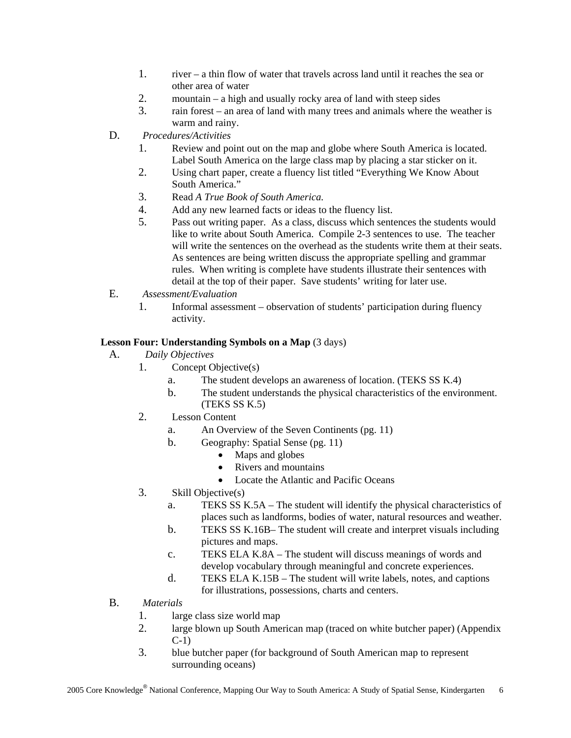1. river – a thin flow of water that travels across land until it reaches the sea or other area of water
2. mountain – a high and usually rocky area of land with steep sides
3. rain forest – an area of land with many trees and animals where the weather is warm and rainy.

D. *Procedures/Activities*

1. Review and point out on the map and globe where South America is located. Label South America on the large class map by placing a star sticker on it.
2. Using chart paper, create a fluency list titled "Everything We Know About South America."
3. Read *A True Book of South America.*
4. Add any new learned facts or ideas to the fluency list.
5. Pass out writing paper. As a class, discuss which sentences the students would like to write about South America. Compile 2-3 sentences to use. The teacher will write the sentences on the overhead as the students write them at their seats. As sentences are being written discuss the appropriate spelling and grammar rules. When writing is complete have students illustrate their sentences with detail at the top of their paper. Save students' writing for later use.

E. *Assessment/Evaluation*

1. Informal assessment – observation of students' participation during fluency activity.

**Lesson Four: Understanding Symbols on a Map** (3 days)

A. *Daily Objectives*

1. Concept Objective(s)
   a. The student develops an awareness of location. (TEKS SS K.4)
   b. The student understands the physical characteristics of the environment. (TEKS SS K.5)
2. Lesson Content
   a. An Overview of the Seven Continents (pg. 11)
   b. Geography: Spatial Sense (pg. 11)
      - Maps and globes
      - Rivers and mountains
      - Locate the Atlantic and Pacific Oceans
3. Skill Objective(s)
   a. TEKS SS K.5A – The student will identify the physical characteristics of places such as landforms, bodies of water, natural resources and weather.
   b. TEKS SS K.16B– The student will create and interpret visuals including pictures and maps.
   c. TEKS ELA K.8A – The student will discuss meanings of words and develop vocabulary through meaningful and concrete experiences.
   d. TEKS ELA K.15B – The student will write labels, notes, and captions for illustrations, possessions, charts and centers.

B. *Materials*

1. large class size world map
2. large blown up South American map (traced on white butcher paper) (Appendix C-1)
3. blue butcher paper (for background of South American map to represent surrounding oceans)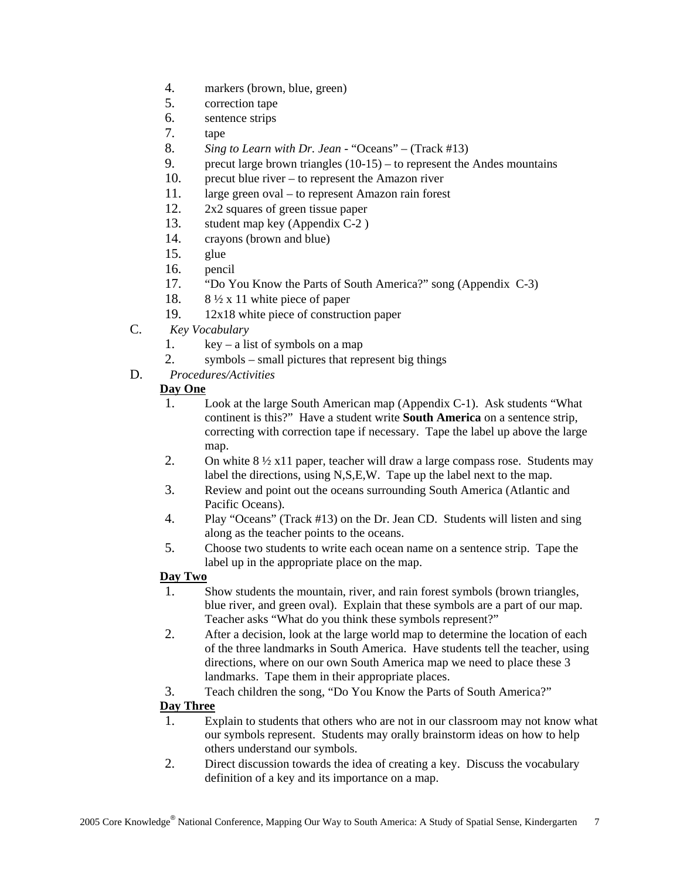4. markers (brown, blue, green)
5. correction tape
6. sentence strips
7. tape
8. *Sing to Learn with Dr. Jean* - “Oceans” – (Track #13)
9. precut large brown triangles (10-15) – to represent the Andes mountains
10. precut blue river – to represent the Amazon river
11. large green oval – to represent Amazon rain forest
12. 2x2 squares of green tissue paper
13. student map key (Appendix C-2 )
14. crayons (brown and blue)
15. glue
16. pencil
17. “Do You Know the Parts of South America?” song (Appendix C-3)
18. 8 ½ x 11 white piece of paper
19. 12x18 white piece of construction paper

C. *Key Vocabulary*

1. key – a list of symbols on a map
2. symbols – small pictures that represent big things

D. *Procedures/Activities*

**Day One**

1. Look at the large South American map (Appendix C-1). Ask students “What continent is this?” Have a student write **South America** on a sentence strip, correcting with correction tape if necessary. Tape the label up above the large map.
2. On white 8 ½ x11 paper, teacher will draw a large compass rose. Students may label the directions, using N,S,E,W. Tape up the label next to the map.
3. Review and point out the oceans surrounding South America (Atlantic and Pacific Oceans).
4. Play “Oceans” (Track #13) on the Dr. Jean CD. Students will listen and sing along as the teacher points to the oceans.
5. Choose two students to write each ocean name on a sentence strip. Tape the label up in the appropriate place on the map.

**Day Two**

1. Show students the mountain, river, and rain forest symbols (brown triangles, blue river, and green oval). Explain that these symbols are a part of our map. Teacher asks “What do you think these symbols represent?”
2. After a decision, look at the large world map to determine the location of each of the three landmarks in South America. Have students tell the teacher, using directions, where on our own South America map we need to place these 3 landmarks. Tape them in their appropriate places.
3. Teach children the song, “Do You Know the Parts of South America?”

**Day Three**

1. Explain to students that others who are not in our classroom may not know what our symbols represent. Students may orally brainstorm ideas on how to help others understand our symbols.
2. Direct discussion towards the idea of creating a key. Discuss the vocabulary definition of a key and its importance on a map.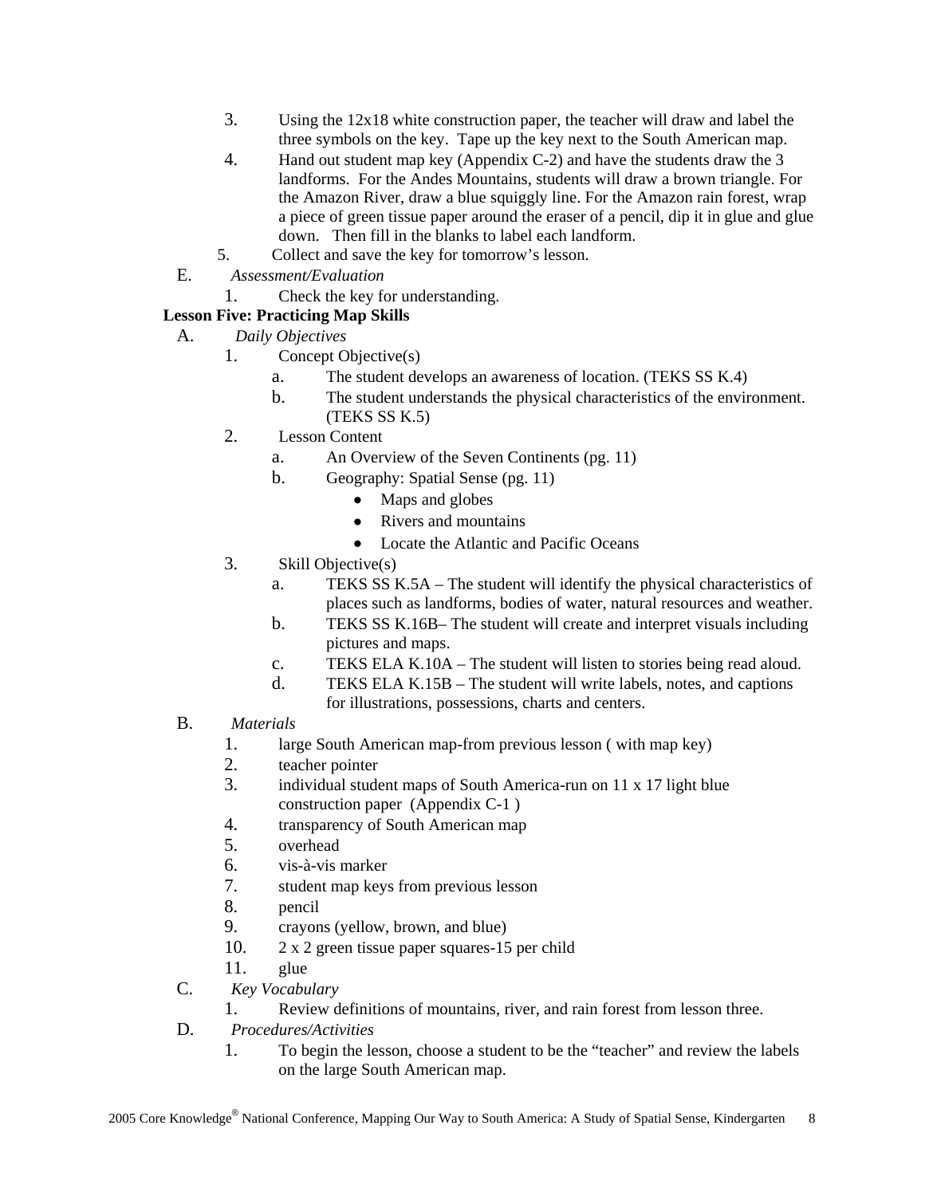3. Using the 12x18 white construction paper, the teacher will draw and label the three symbols on the key. Tape up the key next to the South American map.
4. Hand out student map key (Appendix C-2) and have the students draw the 3 landforms. For the Andes Mountains, students will draw a brown triangle. For the Amazon River, draw a blue squiggly line. For the Amazon rain forest, wrap a piece of green tissue paper around the eraser of a pencil, dip it in glue and glue down. Then fill in the blanks to label each landform.
5. Collect and save the key for tomorrow's lesson.

E. *Assessment/Evaluation*
   1. Check the key for understanding.

**Lesson Five: Practicing Map Skills**

A. *Daily Objectives*
   1. Concept Objective(s)
      a. The student develops an awareness of location. (TEKS SS K.4)
      b. The student understands the physical characteristics of the environment. (TEKS SS K.5)
   2. Lesson Content
      a. An Overview of the Seven Continents (pg. 11)
      b. Geography: Spatial Sense (pg. 11)
         - Maps and globes
         - Rivers and mountains
         - Locate the Atlantic and Pacific Oceans
   3. Skill Objective(s)
      a. TEKS SS K.5A – The student will identify the physical characteristics of places such as landforms, bodies of water, natural resources and weather.
      b. TEKS SS K.16B– The student will create and interpret visuals including pictures and maps.
      c. TEKS ELA K.10A – The student will listen to stories being read aloud.
      d. TEKS ELA K.15B – The student will write labels, notes, and captions for illustrations, possessions, charts and centers.

B. *Materials*
   1. large South American map-from previous lesson ( with map key)
   2. teacher pointer
   3. individual student maps of South America-run on 11 x 17 light blue construction paper (Appendix C-1 )
   4. transparency of South American map
   5. overhead
   6. vis-à-vis marker
   7. student map keys from previous lesson
   8. pencil
   9. crayons (yellow, brown, and blue)
   10. 2 x 2 green tissue paper squares-15 per child
   11. glue

C. *Key Vocabulary*
   1. Review definitions of mountains, river, and rain forest from lesson three.

D. *Procedures/Activities*
   1. To begin the lesson, choose a student to be the "teacher" and review the labels on the large South American map.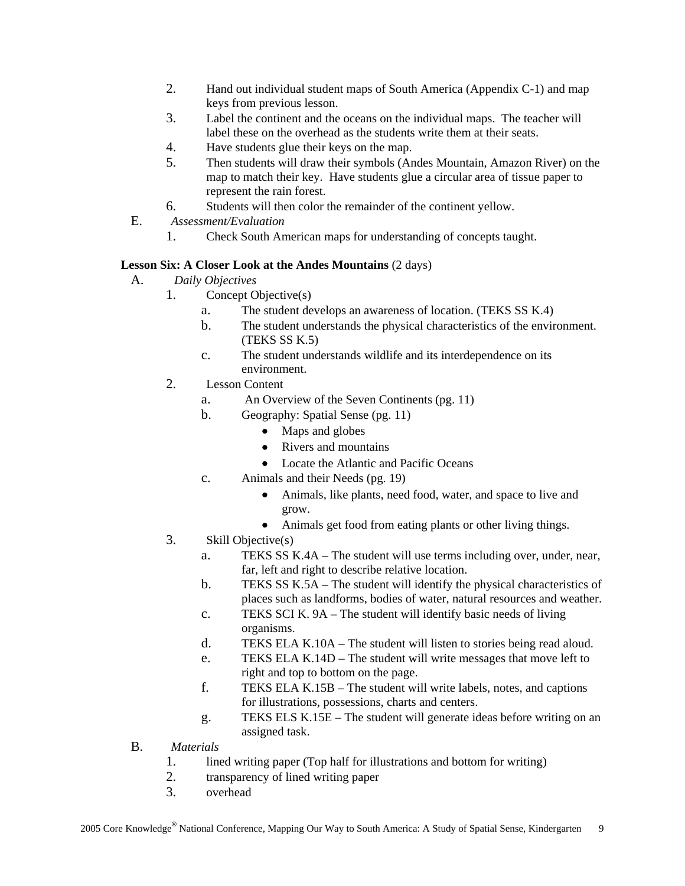2. Hand out individual student maps of South America (Appendix C-1) and map keys from previous lesson.
3. Label the continent and the oceans on the individual maps. The teacher will label these on the overhead as the students write them at their seats.
4. Have students glue their keys on the map.
5. Then students will draw their symbols (Andes Mountain, Amazon River) on the map to match their key. Have students glue a circular area of tissue paper to represent the rain forest.
6. Students will then color the remainder of the continent yellow.

E. *Assessment/Evaluation*

1. Check South American maps for understanding of concepts taught.

**Lesson Six: A Closer Look at the Andes Mountains** (2 days)

A. *Daily Objectives*

1. Concept Objective(s)
   a. The student develops an awareness of location. (TEKS SS K.4)
   b. The student understands the physical characteristics of the environment. (TEKS SS K.5)
   c. The student understands wildlife and its interdependence on its environment.
2. Lesson Content
   a. An Overview of the Seven Continents (pg. 11)
   b. Geography: Spatial Sense (pg. 11)
      - Maps and globes
      - Rivers and mountains
      - Locate the Atlantic and Pacific Oceans
   c. Animals and their Needs (pg. 19)
      - Animals, like plants, need food, water, and space to live and grow.
      - Animals get food from eating plants or other living things.
3. Skill Objective(s)
   a. TEKS SS K.4A – The student will use terms including over, under, near, far, left and right to describe relative location.
   b. TEKS SS K.5A – The student will identify the physical characteristics of places such as landforms, bodies of water, natural resources and weather.
   c. TEKS SCI K. 9A – The student will identify basic needs of living organisms.
   d. TEKS ELA K.10A – The student will listen to stories being read aloud.
   e. TEKS ELA K.14D – The student will write messages that move left to right and top to bottom on the page.
   f. TEKS ELA K.15B – The student will write labels, notes, and captions for illustrations, possessions, charts and centers.
   g. TEKS ELS K.15E – The student will generate ideas before writing on an assigned task.

B. *Materials*

1. lined writing paper (Top half for illustrations and bottom for writing)
2. transparency of lined writing paper
3. overhead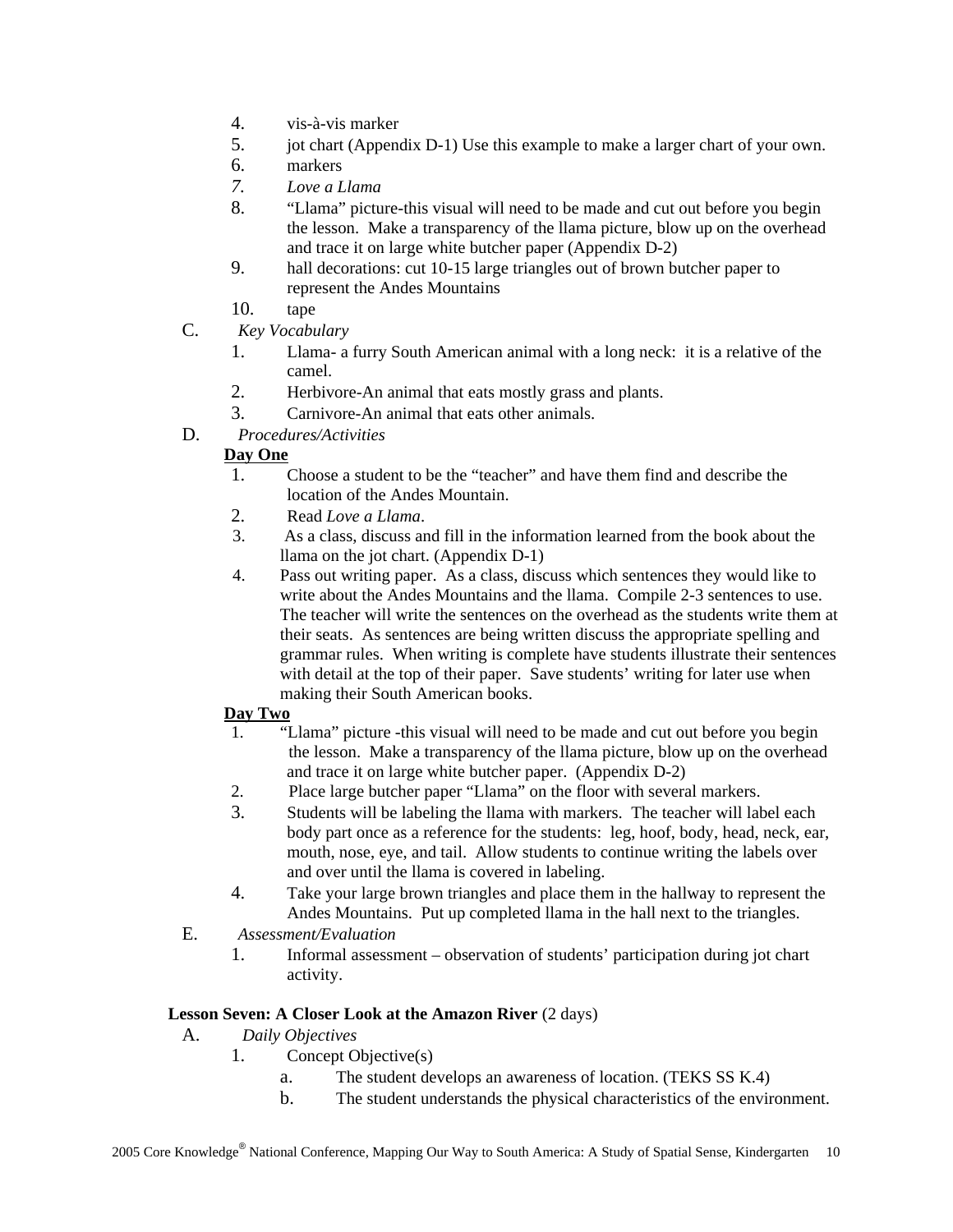4. vis-à-vis marker
5. jot chart (Appendix D-1) Use this example to make a larger chart of your own.
6. markers
7. *Love a Llama*
8. "Llama" picture-this visual will need to be made and cut out before you begin the lesson. Make a transparency of the llama picture, blow up on the overhead and trace it on large white butcher paper (Appendix D-2)
9. hall decorations: cut 10-15 large triangles out of brown butcher paper to represent the Andes Mountains
10. tape

C. *Key Vocabulary*

1. Llama- a furry South American animal with a long neck: it is a relative of the camel.
2. Herbivore-An animal that eats mostly grass and plants.
3. Carnivore-An animal that eats other animals.

D. *Procedures/Activities*

**<u>Day One</u>**

1. Choose a student to be the "teacher" and have them find and describe the location of the Andes Mountain.
2. Read *Love a Llama*.
3. As a class, discuss and fill in the information learned from the book about the llama on the jot chart. (Appendix D-1)
4. Pass out writing paper. As a class, discuss which sentences they would like to write about the Andes Mountains and the llama. Compile 2-3 sentences to use. The teacher will write the sentences on the overhead as the students write them at their seats. As sentences are being written discuss the appropriate spelling and grammar rules. When writing is complete have students illustrate their sentences with detail at the top of their paper. Save students' writing for later use when making their South American books.

**<u>Day Two</u>**

1. "Llama" picture -this visual will need to be made and cut out before you begin the lesson. Make a transparency of the llama picture, blow up on the overhead and trace it on large white butcher paper. (Appendix D-2)
2. Place large butcher paper "Llama" on the floor with several markers.
3. Students will be labeling the llama with markers. The teacher will label each body part once as a reference for the students: leg, hoof, body, head, neck, ear, mouth, nose, eye, and tail. Allow students to continue writing the labels over and over until the llama is covered in labeling.
4. Take your large brown triangles and place them in the hallway to represent the Andes Mountains. Put up completed llama in the hall next to the triangles.

E. *Assessment/Evaluation*

1. Informal assessment – observation of students' participation during jot chart activity.

**Lesson Seven: A Closer Look at the Amazon River** (2 days)

A. *Daily Objectives*

1. Concept Objective(s)
   a. The student develops an awareness of location. (TEKS SS K.4)
   b. The student understands the physical characteristics of the environment.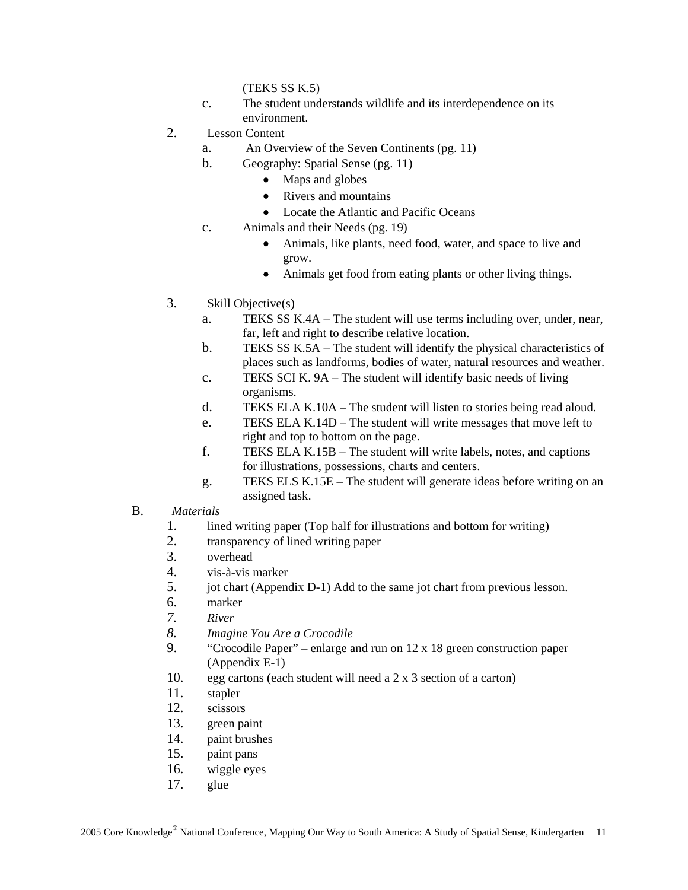(TEKS SS K.5)

c. The student understands wildlife and its interdependence on its environment.

2. Lesson Content
   a. An Overview of the Seven Continents (pg. 11)
   b. Geography: Spatial Sense (pg. 11)
      - Maps and globes
      - Rivers and mountains
      - Locate the Atlantic and Pacific Oceans
   c. Animals and their Needs (pg. 19)
      - Animals, like plants, need food, water, and space to live and grow.
      - Animals get food from eating plants or other living things.

3. Skill Objective(s)
   a. TEKS SS K.4A – The student will use terms including over, under, near, far, left and right to describe relative location.
   b. TEKS SS K.5A – The student will identify the physical characteristics of places such as landforms, bodies of water, natural resources and weather.
   c. TEKS SCI K. 9A – The student will identify basic needs of living organisms.
   d. TEKS ELA K.10A – The student will listen to stories being read aloud.
   e. TEKS ELA K.14D – The student will write messages that move left to right and top to bottom on the page.
   f. TEKS ELA K.15B – The student will write labels, notes, and captions for illustrations, possessions, charts and centers.
   g. TEKS ELS K.15E – The student will generate ideas before writing on an assigned task.

B. *Materials*
   1. lined writing paper (Top half for illustrations and bottom for writing)
   2. transparency of lined writing paper
   3. overhead
   4. vis-à-vis marker
   5. jot chart (Appendix D-1) Add to the same jot chart from previous lesson.
   6. marker
   7. *River*
   8. *Imagine You Are a Crocodile*
   9. "Crocodile Paper" – enlarge and run on 12 x 18 green construction paper (Appendix E-1)
   10. egg cartons (each student will need a 2 x 3 section of a carton)
   11. stapler
   12. scissors
   13. green paint
   14. paint brushes
   15. paint pans
   16. wiggle eyes
   17. glue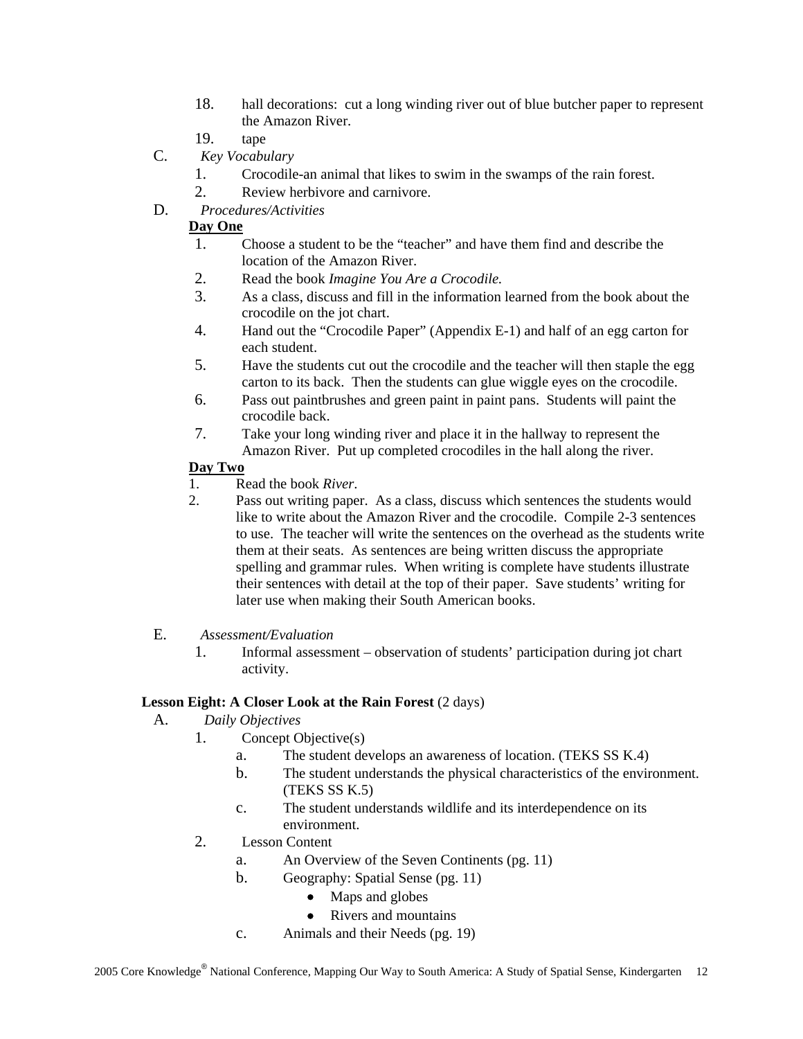18. hall decorations: cut a long winding river out of blue butcher paper to represent the Amazon River.
19. tape

C. *Key Vocabulary*
   1. Crocodile-an animal that likes to swim in the swamps of the rain forest.
   2. Review herbivore and carnivore.

D. *Procedures/Activities*

**Day One**

1. Choose a student to be the "teacher" and have them find and describe the location of the Amazon River.
2. Read the book *Imagine You Are a Crocodile.*
3. As a class, discuss and fill in the information learned from the book about the crocodile on the jot chart.
4. Hand out the "Crocodile Paper" (Appendix E-1) and half of an egg carton for each student.
5. Have the students cut out the crocodile and the teacher will then staple the egg carton to its back. Then the students can glue wiggle eyes on the crocodile.
6. Pass out paintbrushes and green paint in paint pans. Students will paint the crocodile back.
7. Take your long winding river and place it in the hallway to represent the Amazon River. Put up completed crocodiles in the hall along the river.

**Day Two**

1. Read the book *River*.
2. Pass out writing paper. As a class, discuss which sentences the students would like to write about the Amazon River and the crocodile. Compile 2-3 sentences to use. The teacher will write the sentences on the overhead as the students write them at their seats. As sentences are being written discuss the appropriate spelling and grammar rules. When writing is complete have students illustrate their sentences with detail at the top of their paper. Save students' writing for later use when making their South American books.

E. *Assessment/Evaluation*
   1. Informal assessment – observation of students' participation during jot chart activity.

**Lesson Eight: A Closer Look at the Rain Forest** (2 days)

A. *Daily Objectives*
   1. Concept Objective(s)
      a. The student develops an awareness of location. (TEKS SS K.4)
      b. The student understands the physical characteristics of the environment. (TEKS SS K.5)
      c. The student understands wildlife and its interdependence on its environment.
   2. Lesson Content
      a. An Overview of the Seven Continents (pg. 11)
      b. Geography: Spatial Sense (pg. 11)
         - Maps and globes
         - Rivers and mountains
      c. Animals and their Needs (pg. 19)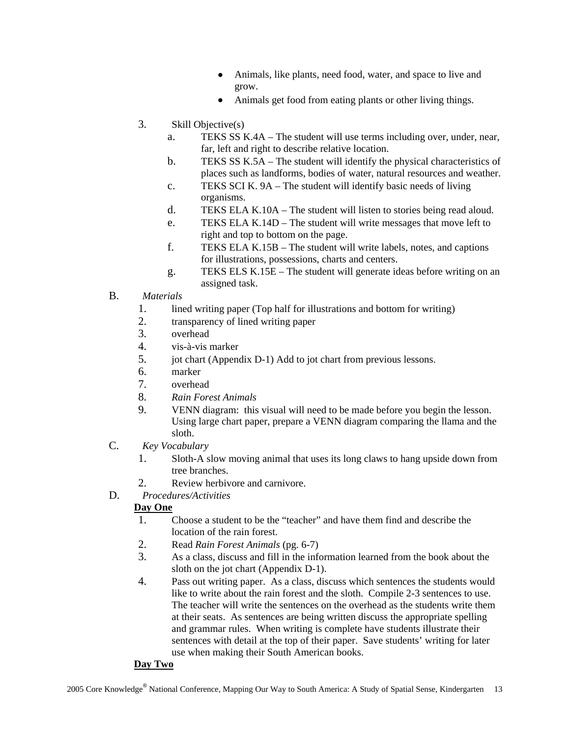- Animals, like plants, need food, water, and space to live and grow.
- Animals get food from eating plants or other living things.

3. Skill Objective(s)
   a. TEKS SS K.4A – The student will use terms including over, under, near, far, left and right to describe relative location.
   b. TEKS SS K.5A – The student will identify the physical characteristics of places such as landforms, bodies of water, natural resources and weather.
   c. TEKS SCI K. 9A – The student will identify basic needs of living organisms.
   d. TEKS ELA K.10A – The student will listen to stories being read aloud.
   e. TEKS ELA K.14D – The student will write messages that move left to right and top to bottom on the page.
   f. TEKS ELA K.15B – The student will write labels, notes, and captions for illustrations, possessions, charts and centers.
   g. TEKS ELS K.15E – The student will generate ideas before writing on an assigned task.

B. *Materials*
   1. lined writing paper (Top half for illustrations and bottom for writing)
   2. transparency of lined writing paper
   3. overhead
   4. vis-à-vis marker
   5. jot chart (Appendix D-1) Add to jot chart from previous lessons.
   6. marker
   7. overhead
   8. *Rain Forest Animals*
   9. VENN diagram: this visual will need to be made before you begin the lesson. Using large chart paper, prepare a VENN diagram comparing the llama and the sloth.

C. *Key Vocabulary*
   1. Sloth-A slow moving animal that uses its long claws to hang upside down from tree branches.
   2. Review herbivore and carnivore.

D. *Procedures/Activities*

**Day One**

1. Choose a student to be the "teacher" and have them find and describe the location of the rain forest.
2. Read *Rain Forest Animals* (pg. 6-7)
3. As a class, discuss and fill in the information learned from the book about the sloth on the jot chart (Appendix D-1).
4. Pass out writing paper. As a class, discuss which sentences the students would like to write about the rain forest and the sloth. Compile 2-3 sentences to use. The teacher will write the sentences on the overhead as the students write them at their seats. As sentences are being written discuss the appropriate spelling and grammar rules. When writing is complete have students illustrate their sentences with detail at the top of their paper. Save students' writing for later use when making their South American books.

**Day Two**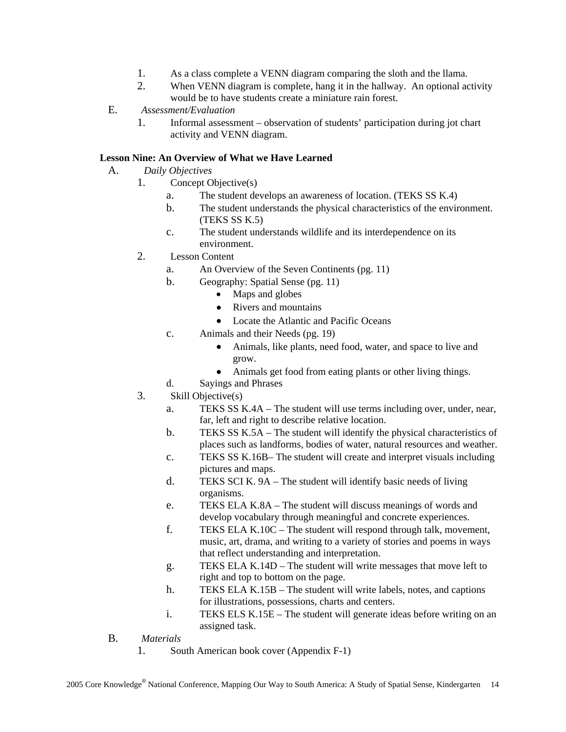1. As a class complete a VENN diagram comparing the sloth and the llama.
2. When VENN diagram is complete, hang it in the hallway. An optional activity would be to have students create a miniature rain forest.

E. *Assessment/Evaluation*
   1. Informal assessment – observation of students' participation during jot chart activity and VENN diagram.

**Lesson Nine: An Overview of What we Have Learned**

A. *Daily Objectives*
   1. Concept Objective(s)
      a. The student develops an awareness of location. (TEKS SS K.4)
      b. The student understands the physical characteristics of the environment. (TEKS SS K.5)
      c. The student understands wildlife and its interdependence on its environment.
   2. Lesson Content
      a. An Overview of the Seven Continents (pg. 11)
      b. Geography: Spatial Sense (pg. 11)
         - Maps and globes
         - Rivers and mountains
         - Locate the Atlantic and Pacific Oceans
      c. Animals and their Needs (pg. 19)
         - Animals, like plants, need food, water, and space to live and grow.
         - Animals get food from eating plants or other living things.
      d. Sayings and Phrases
   3. Skill Objective(s)
      a. TEKS SS K.4A – The student will use terms including over, under, near, far, left and right to describe relative location.
      b. TEKS SS K.5A – The student will identify the physical characteristics of places such as landforms, bodies of water, natural resources and weather.
      c. TEKS SS K.16B– The student will create and interpret visuals including pictures and maps.
      d. TEKS SCI K. 9A – The student will identify basic needs of living organisms.
      e. TEKS ELA K.8A – The student will discuss meanings of words and develop vocabulary through meaningful and concrete experiences.
      f. TEKS ELA K.10C – The student will respond through talk, movement, music, art, drama, and writing to a variety of stories and poems in ways that reflect understanding and interpretation.
      g. TEKS ELA K.14D – The student will write messages that move left to right and top to bottom on the page.
      h. TEKS ELA K.15B – The student will write labels, notes, and captions for illustrations, possessions, charts and centers.
      i. TEKS ELS K.15E – The student will generate ideas before writing on an assigned task.

B. *Materials*
   1. South American book cover (Appendix F-1)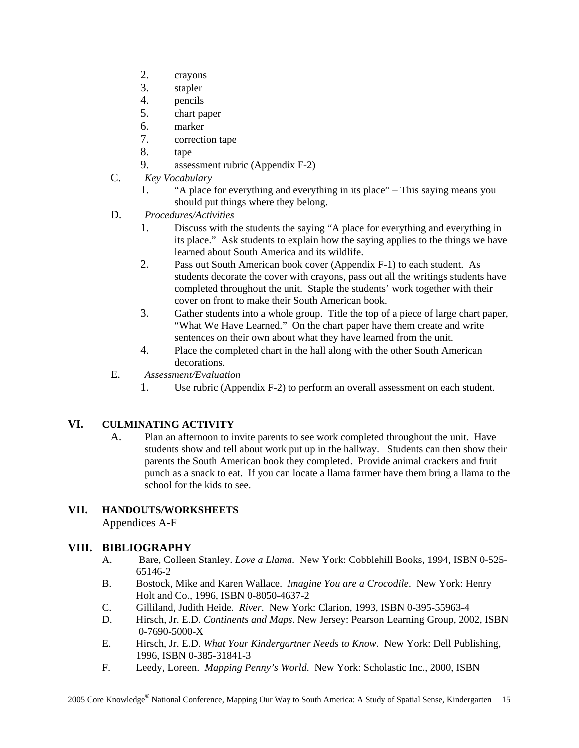2. crayons
3. stapler
4. pencils
5. chart paper
6. marker
7. correction tape
8. tape
9. assessment rubric (Appendix F-2)

C. *Key Vocabulary*

1. "A place for everything and everything in its place" – This saying means you should put things where they belong.

D. *Procedures/Activities*

1. Discuss with the students the saying "A place for everything and everything in its place." Ask students to explain how the saying applies to the things we have learned about South America and its wildlife.
2. Pass out South American book cover (Appendix F-1) to each student. As students decorate the cover with crayons, pass out all the writings students have completed throughout the unit. Staple the students' work together with their cover on front to make their South American book.
3. Gather students into a whole group. Title the top of a piece of large chart paper, "What We Have Learned." On the chart paper have them create and write sentences on their own about what they have learned from the unit.
4. Place the completed chart in the hall along with the other South American decorations.

E. *Assessment/Evaluation*

1. Use rubric (Appendix F-2) to perform an overall assessment on each student.

## VI. CULMINATING ACTIVITY

A. Plan an afternoon to invite parents to see work completed throughout the unit. Have students show and tell about work put up in the hallway. Students can then show their parents the South American book they completed. Provide animal crackers and fruit punch as a snack to eat. If you can locate a llama farmer have them bring a llama to the school for the kids to see.

## VII. HANDOUTS/WORKSHEETS

Appendices A-F

## VIII. BIBLIOGRAPHY

A. Bare, Colleen Stanley. *Love a Llama*. New York: Cobblehill Books, 1994, ISBN 0-525-65146-2

B. Bostock, Mike and Karen Wallace. *Imagine You are a Crocodile*. New York: Henry Holt and Co., 1996, ISBN 0-8050-4637-2

C. Gilliland, Judith Heide. *River*. New York: Clarion, 1993, ISBN 0-395-55963-4

D. Hirsch, Jr. E.D. *Continents and Maps*. New Jersey: Pearson Learning Group, 2002, ISBN 0-7690-5000-X

E. Hirsch, Jr. E.D. *What Your Kindergartner Needs to Know*. New York: Dell Publishing, 1996, ISBN 0-385-31841-3

F. Leedy, Loreen. *Mapping Penny's World*. New York: Scholastic Inc., 2000, ISBN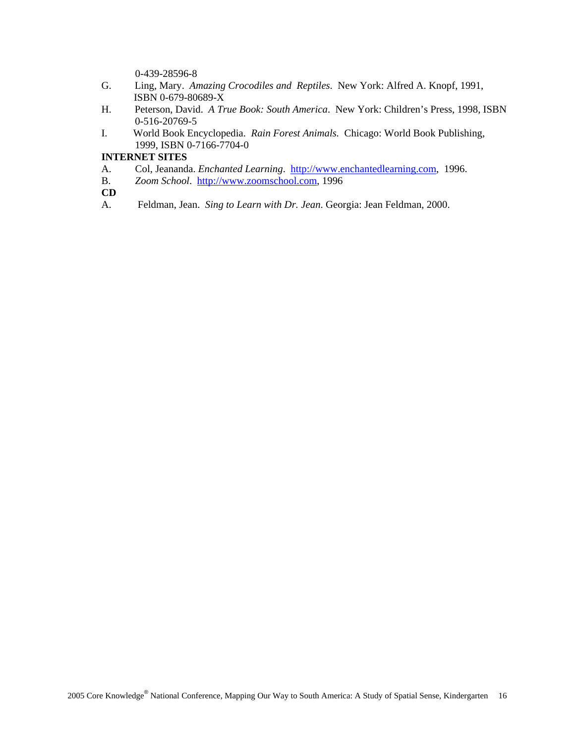0-439-28596-8

G. Ling, Mary. *Amazing Crocodiles and Reptiles*. New York: Alfred A. Knopf, 1991, ISBN 0-679-80689-X

H. Peterson, David. *A True Book: South America*. New York: Children's Press, 1998, ISBN 0-516-20769-5

I. World Book Encyclopedia. *Rain Forest Animals.* Chicago: World Book Publishing, 1999, ISBN 0-7166-7704-0

**INTERNET SITES**

A. Col, Jeananda. *Enchanted Learning*. http://www.enchantedlearning.com, 1996.

B. *Zoom School*. http://www.zoomschool.com, 1996

**CD**

A. Feldman, Jean. *Sing to Learn with Dr. Jean.* Georgia: Jean Feldman, 2000.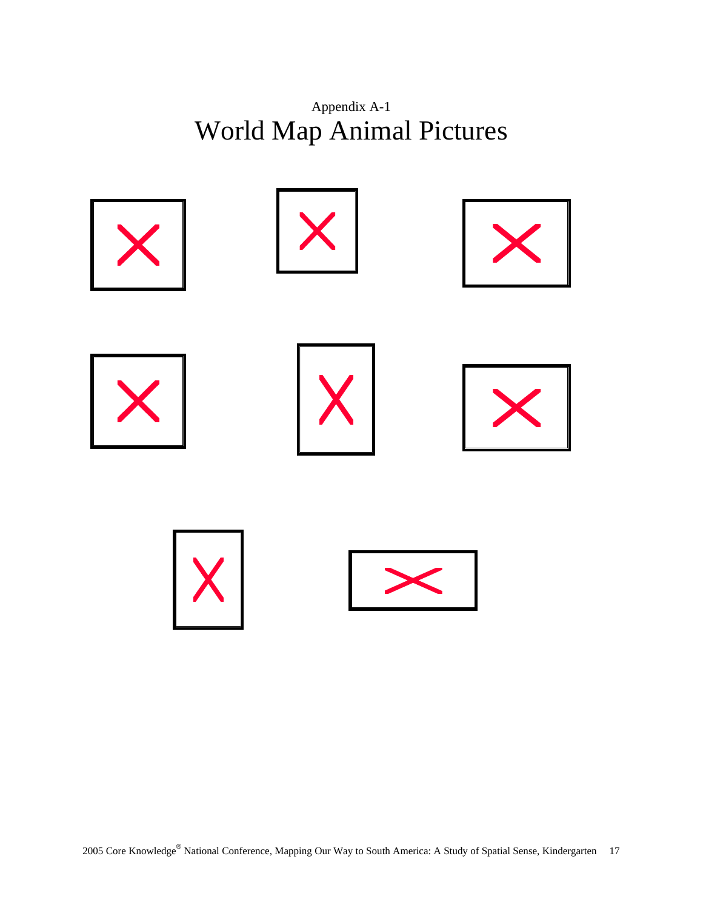Appendix A-1

# World Map Animal Pictures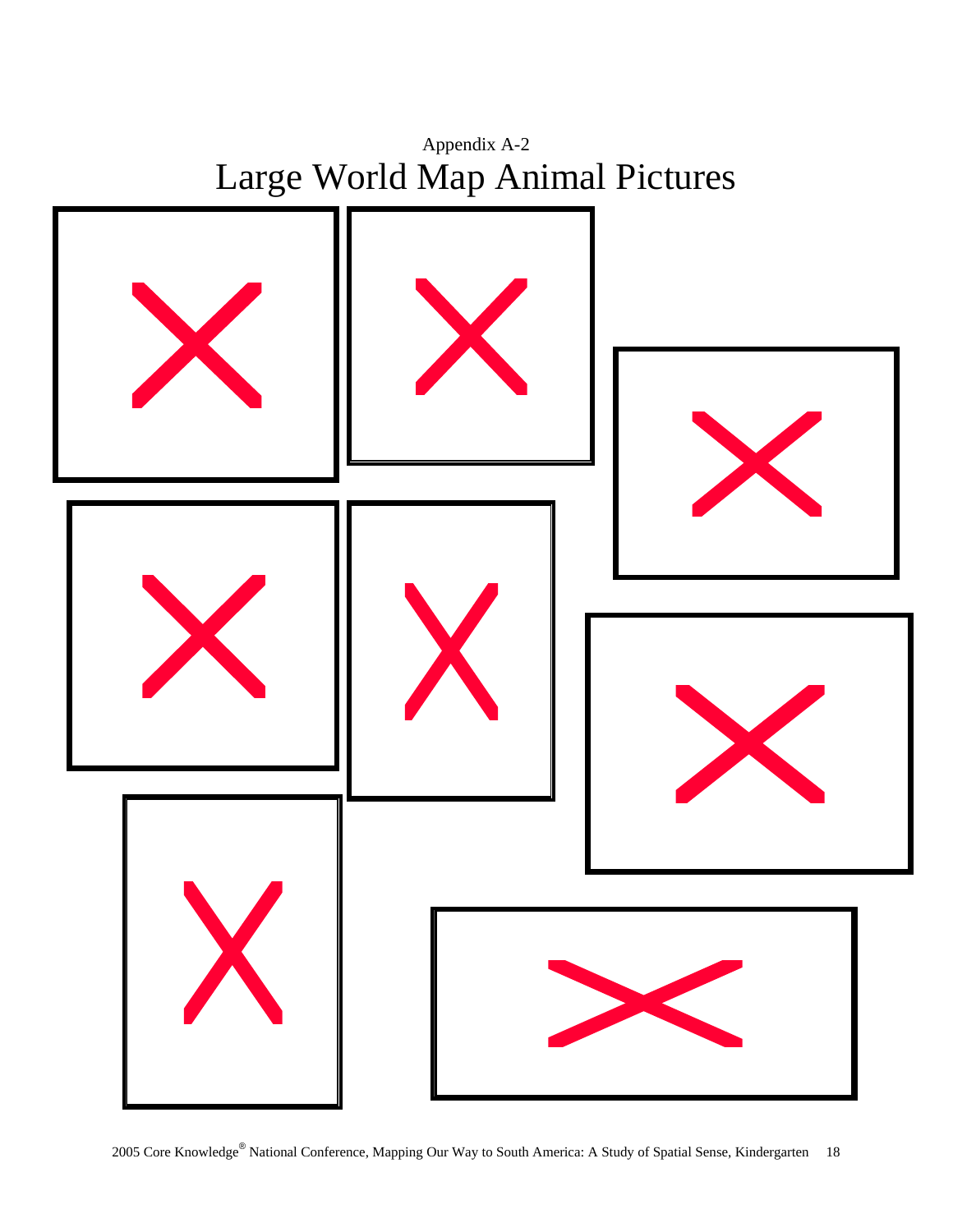Appendix A-2

# Large World Map Animal Pictures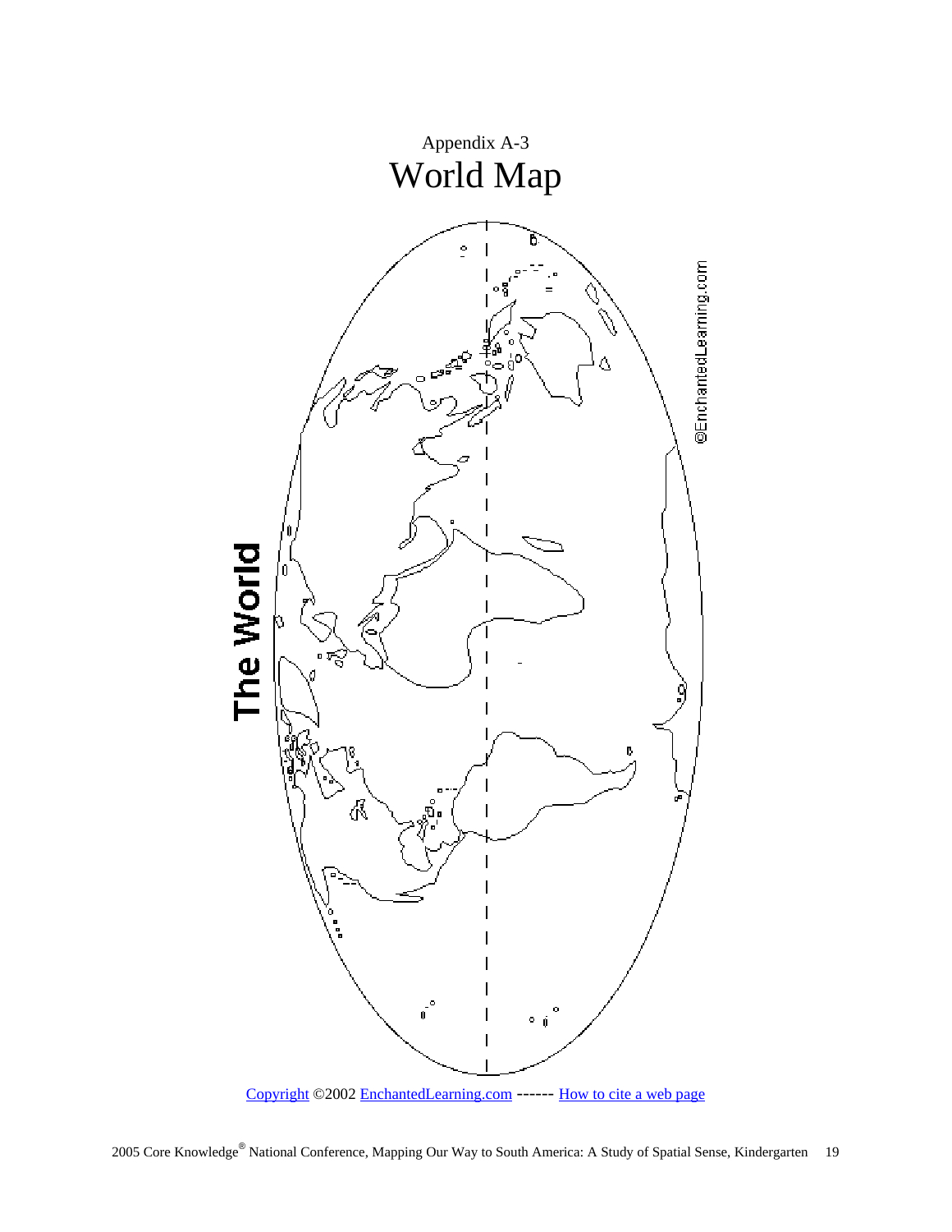Appendix A-3

# World Map

The World

©EnchantedLearning.com

Copyright ©2002 EnchantedLearning.com ------ How to cite a web page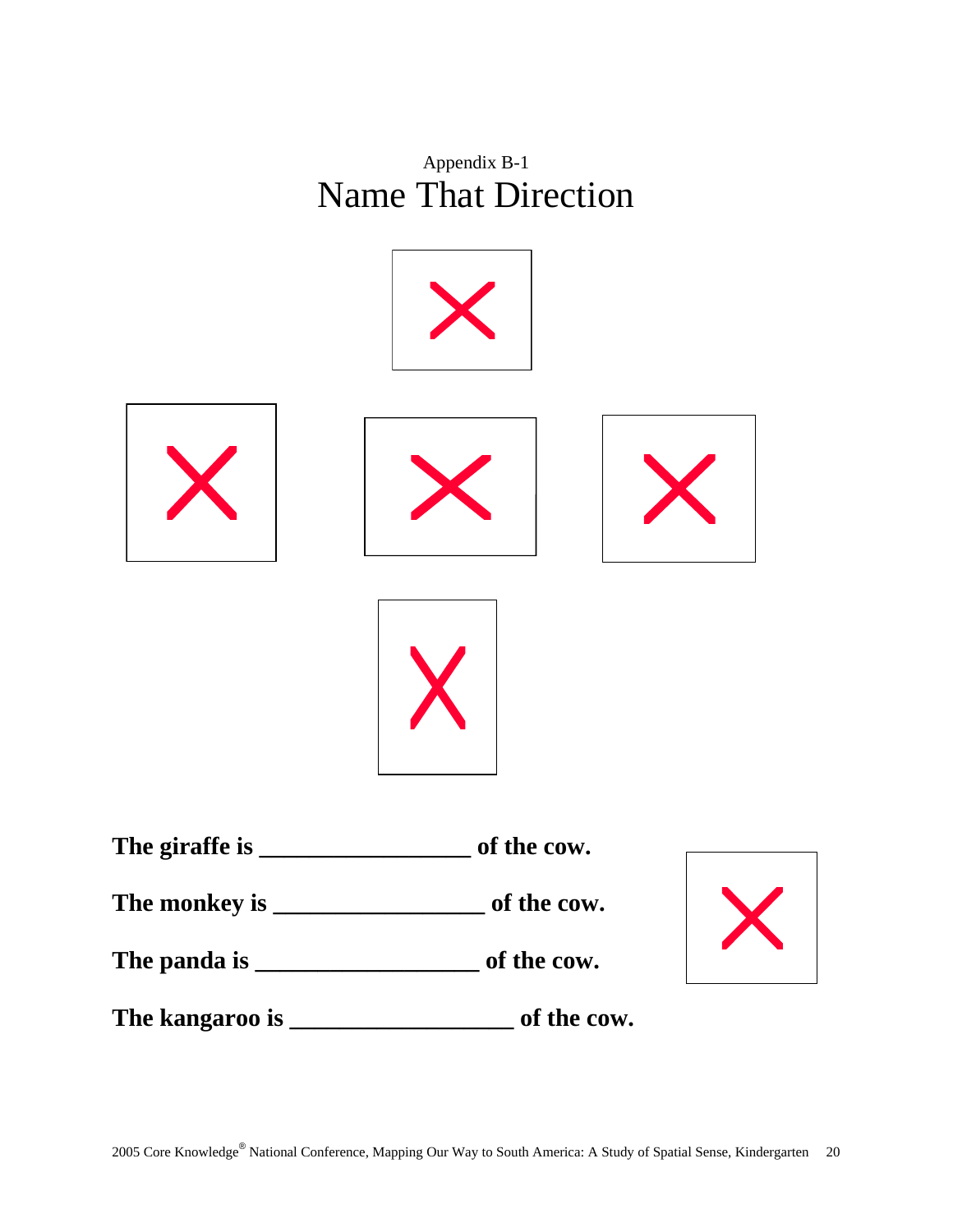Appendix B-1

# Name That Direction

**The giraffe is _________________ of the cow.**

**The monkey is _________________ of the cow.**

**The panda is __________________ of the cow.**

**The kangaroo is __________________ of the cow.**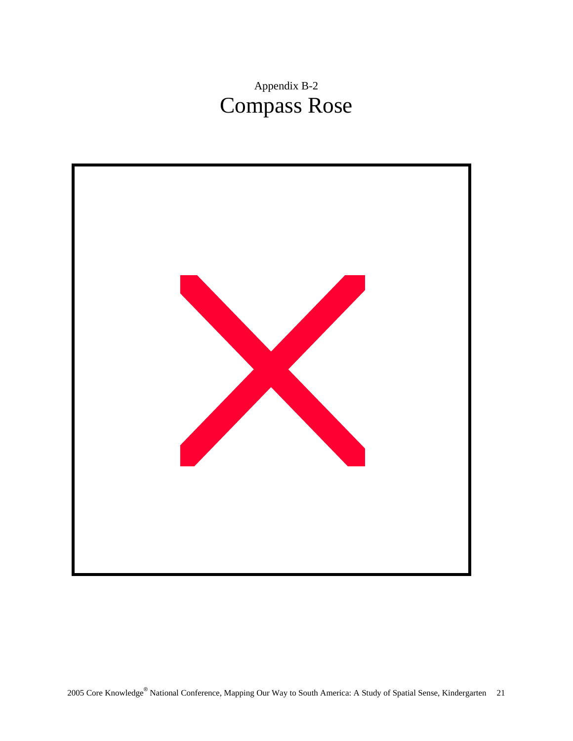Appendix B-2

# Compass Rose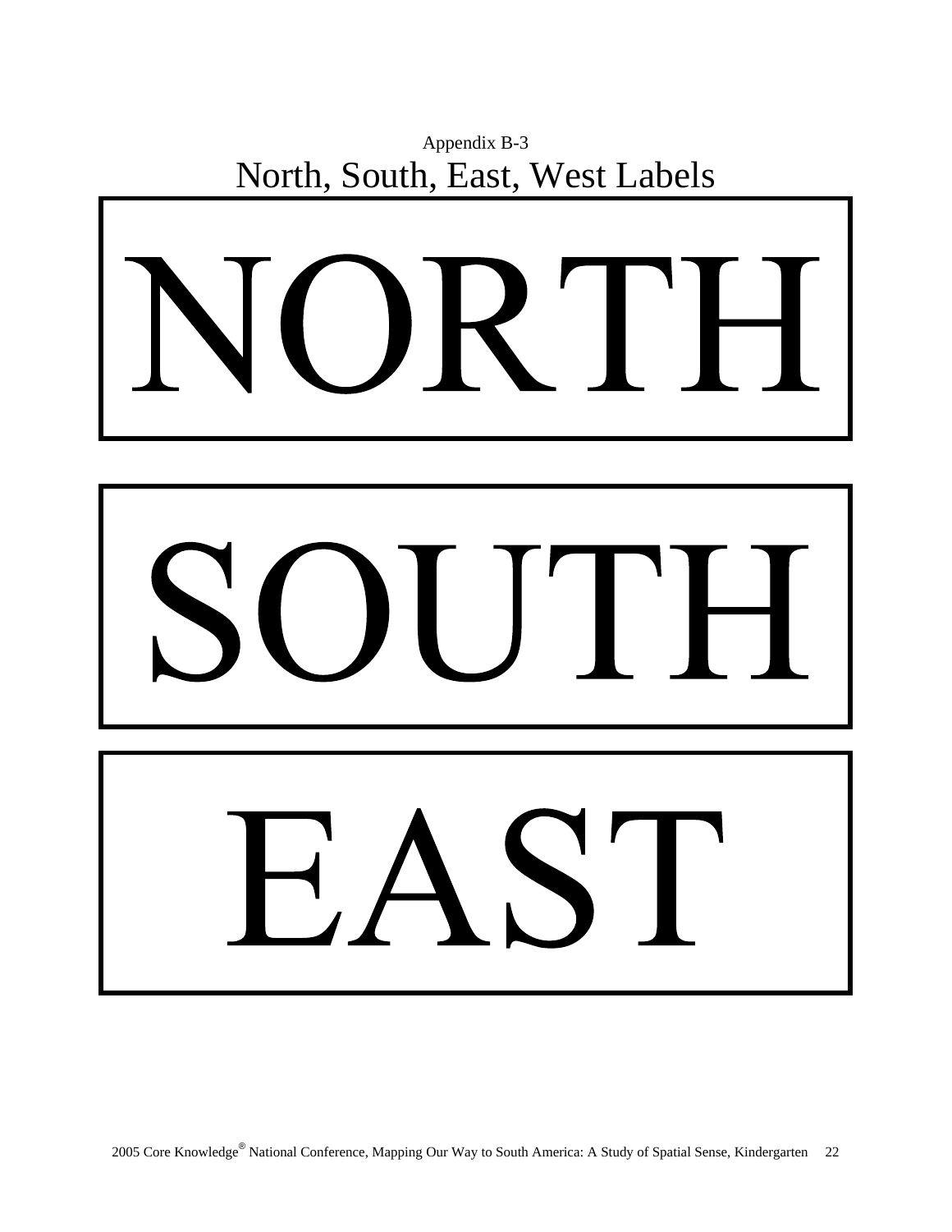Appendix B-3

# North, South, East, West Labels

NORTH

SOUTH

EAST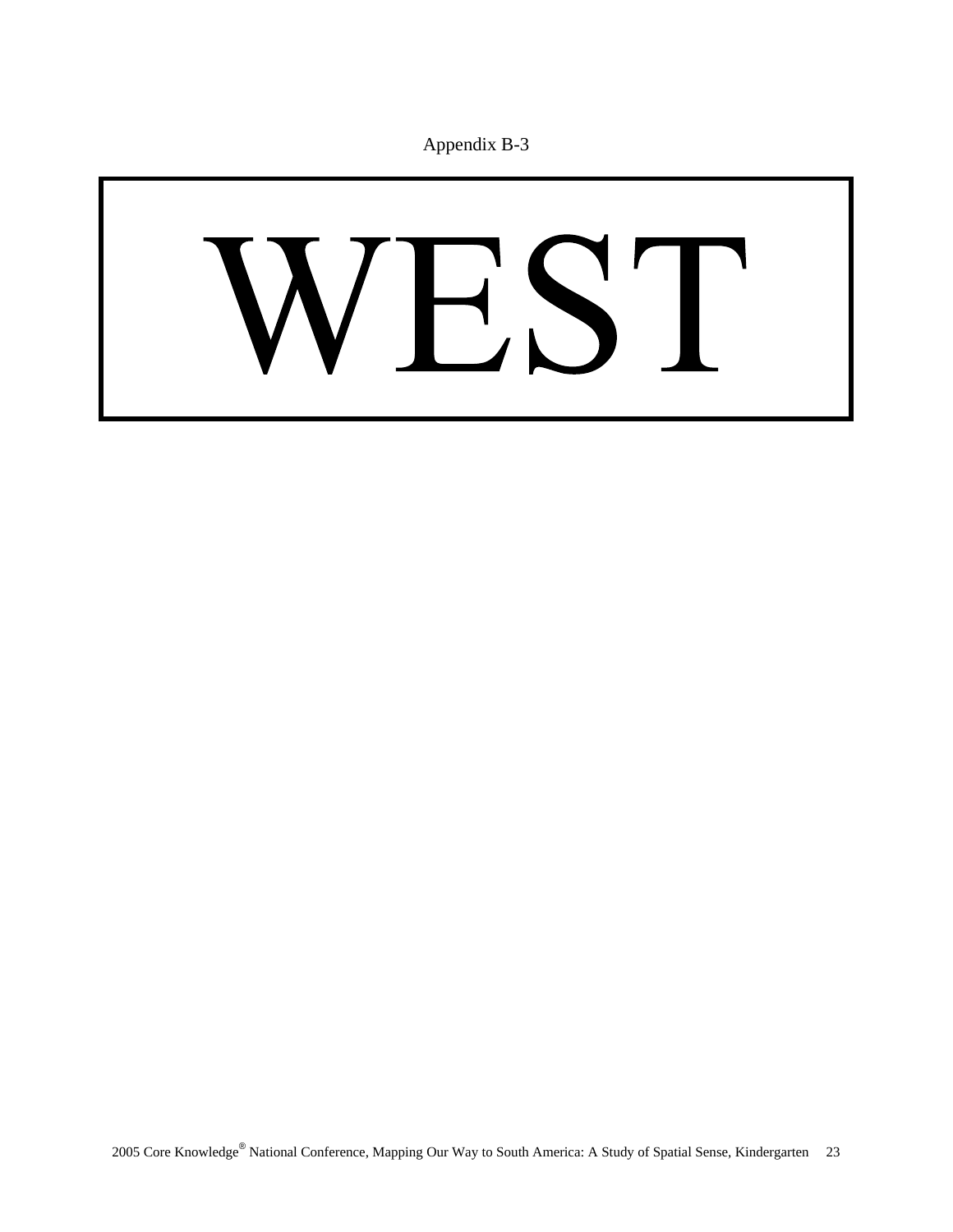Appendix B-3

# WEST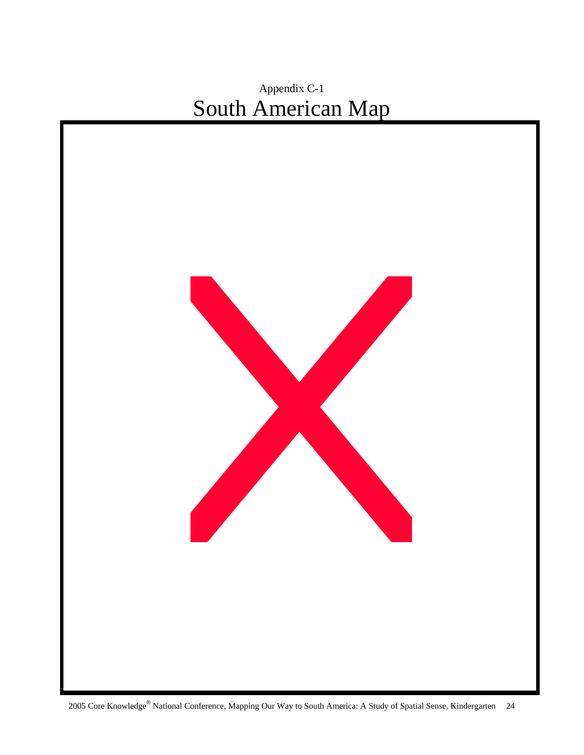Appendix C-1

# South American Map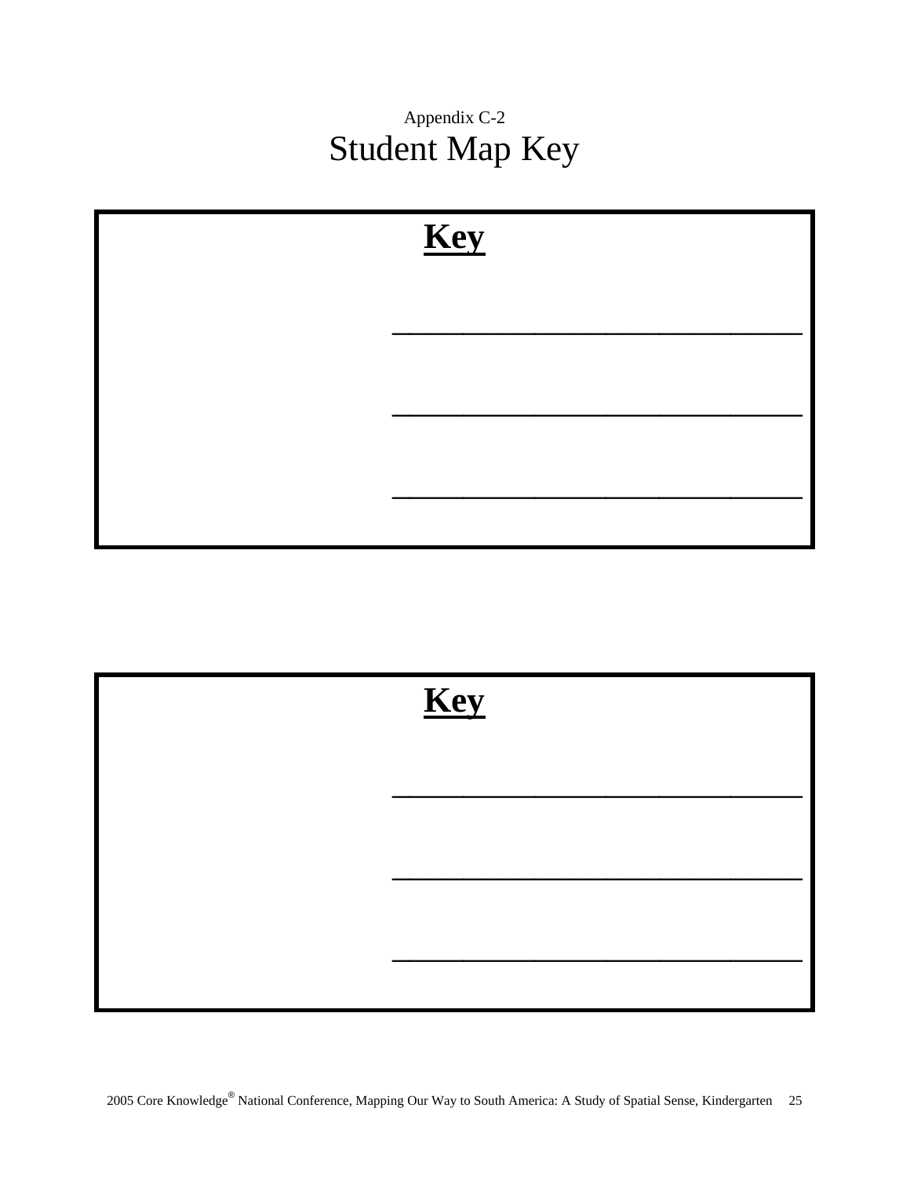Appendix C-2

# Student Map Key

**Key**

\_\_\_\_\_\_\_\_\_\_\_\_\_\_\_\_\_\_\_\_\_\_\_\_\_\_\_\_

\_\_\_\_\_\_\_\_\_\_\_\_\_\_\_\_\_\_\_\_\_\_\_\_\_\_\_\_

\_\_\_\_\_\_\_\_\_\_\_\_\_\_\_\_\_\_\_\_\_\_\_\_\_\_\_\_

**Key**

\_\_\_\_\_\_\_\_\_\_\_\_\_\_\_\_\_\_\_\_\_\_\_\_\_\_\_\_

\_\_\_\_\_\_\_\_\_\_\_\_\_\_\_\_\_\_\_\_\_\_\_\_\_\_\_\_

\_\_\_\_\_\_\_\_\_\_\_\_\_\_\_\_\_\_\_\_\_\_\_\_\_\_\_\_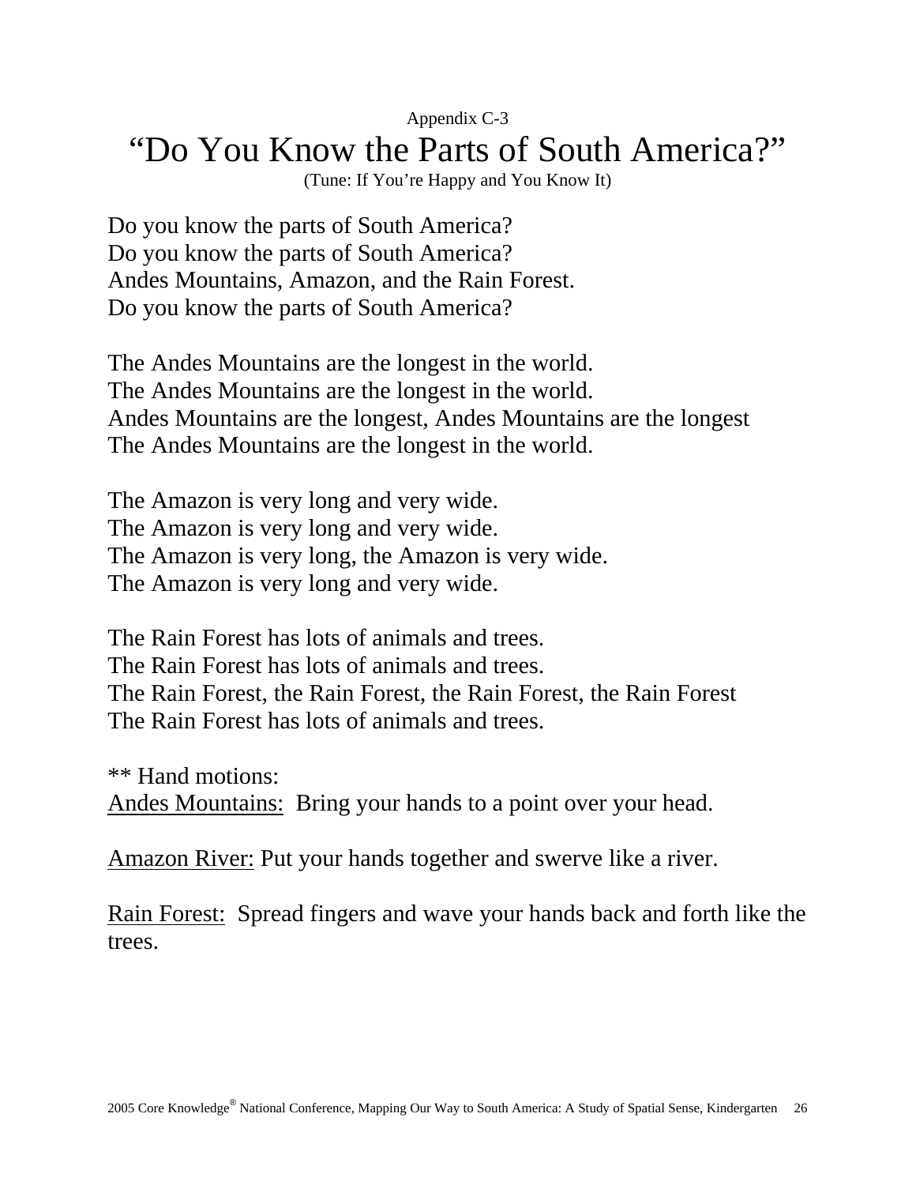Appendix C-3

# "Do You Know the Parts of South America?"

(Tune: If You're Happy and You Know It)

Do you know the parts of South America?
Do you know the parts of South America?
Andes Mountains, Amazon, and the Rain Forest.
Do you know the parts of South America?

The Andes Mountains are the longest in the world.
The Andes Mountains are the longest in the world.
Andes Mountains are the longest, Andes Mountains are the longest
The Andes Mountains are the longest in the world.

The Amazon is very long and very wide.
The Amazon is very long and very wide.
The Amazon is very long, the Amazon is very wide.
The Amazon is very long and very wide.

The Rain Forest has lots of animals and trees.
The Rain Forest has lots of animals and trees.
The Rain Forest, the Rain Forest, the Rain Forest, the Rain Forest
The Rain Forest has lots of animals and trees.

** Hand motions:
<u>Andes Mountains:</u> Bring your hands to a point over your head.

<u>Amazon River:</u> Put your hands together and swerve like a river.

<u>Rain Forest:</u> Spread fingers and wave your hands back and forth like the trees.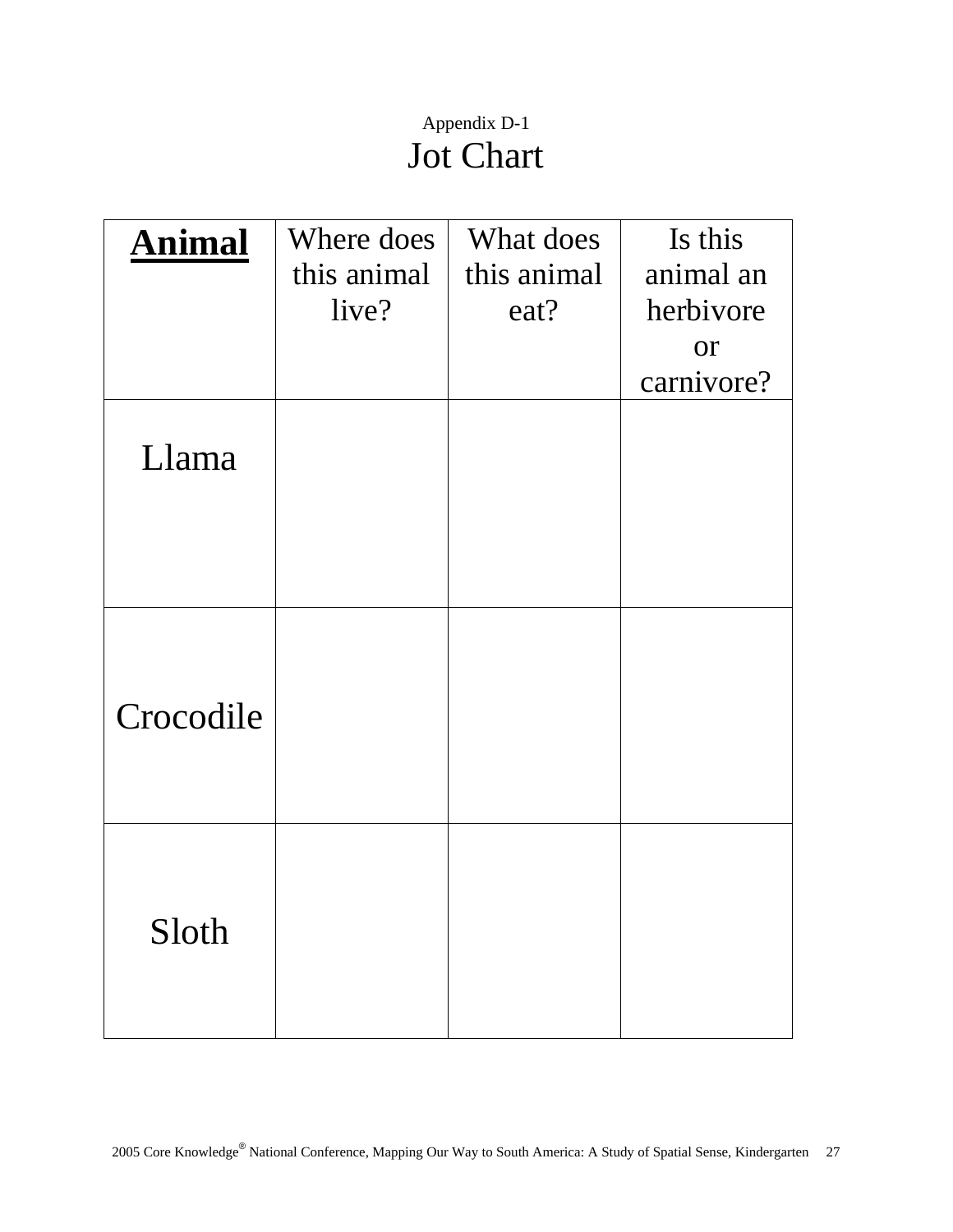Appendix D-1

# Jot Chart

| **Animal** | Where does this animal live? | What does this animal eat? | Is this animal an herbivore or carnivore? |
|---|---|---|---|
| Llama | | | |
| Crocodile | | | |
| Sloth | | | |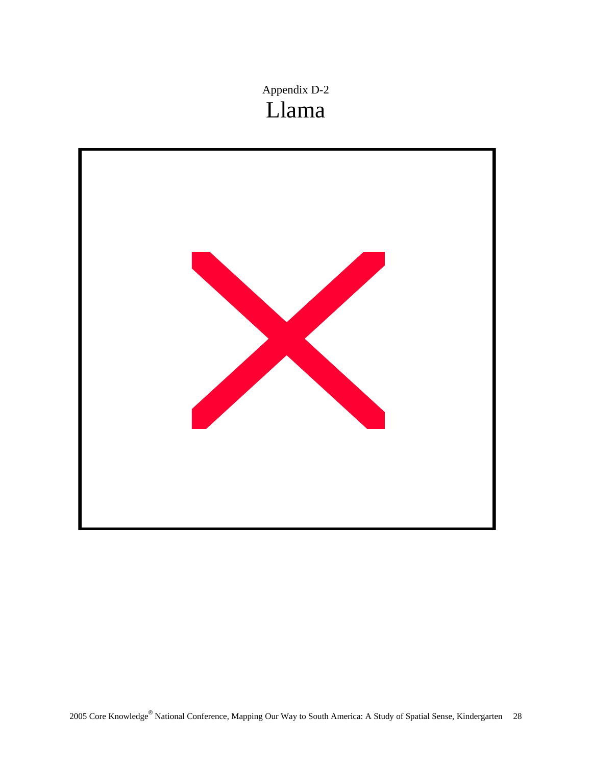Appendix D-2

# Llama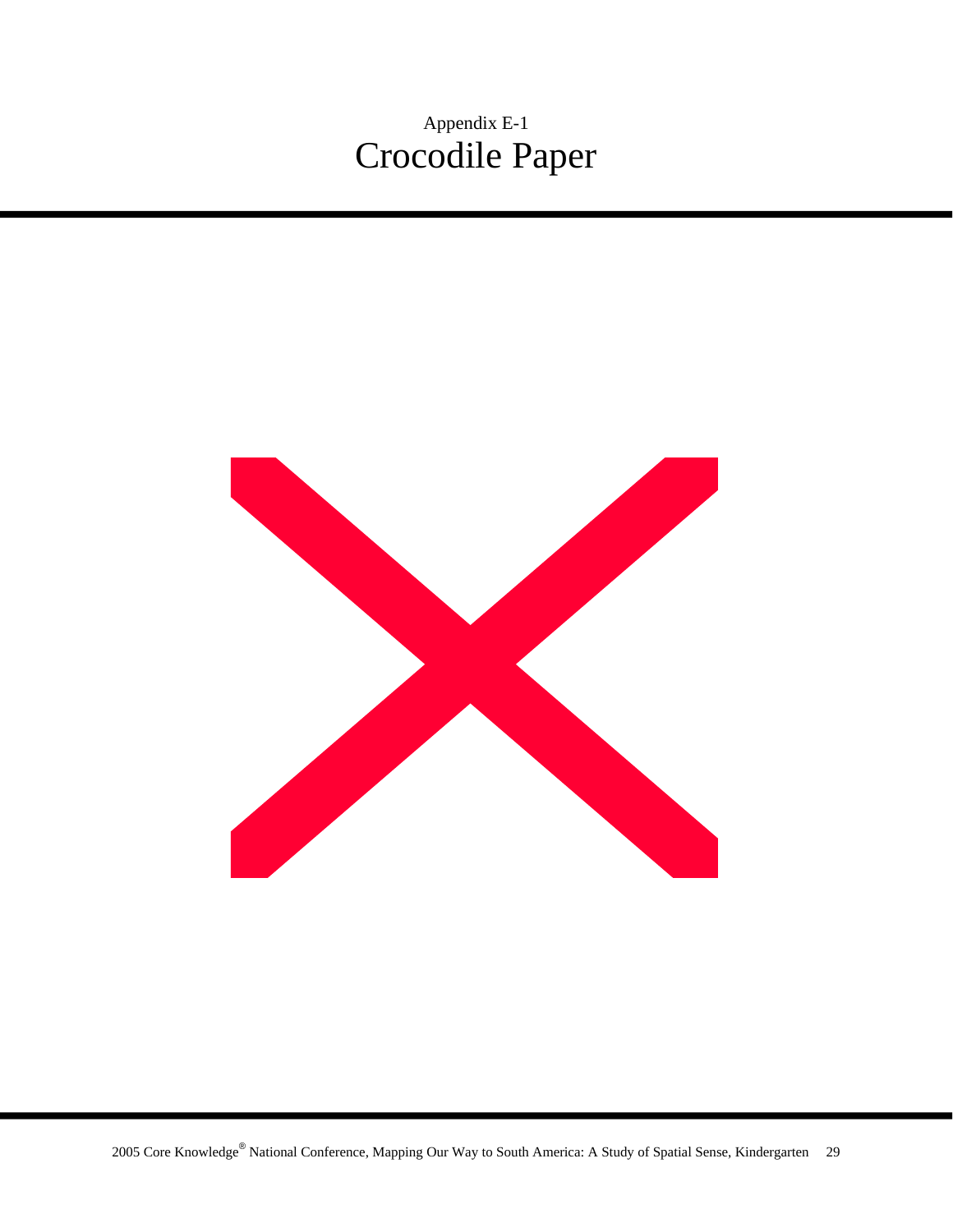Appendix E-1

# Crocodile Paper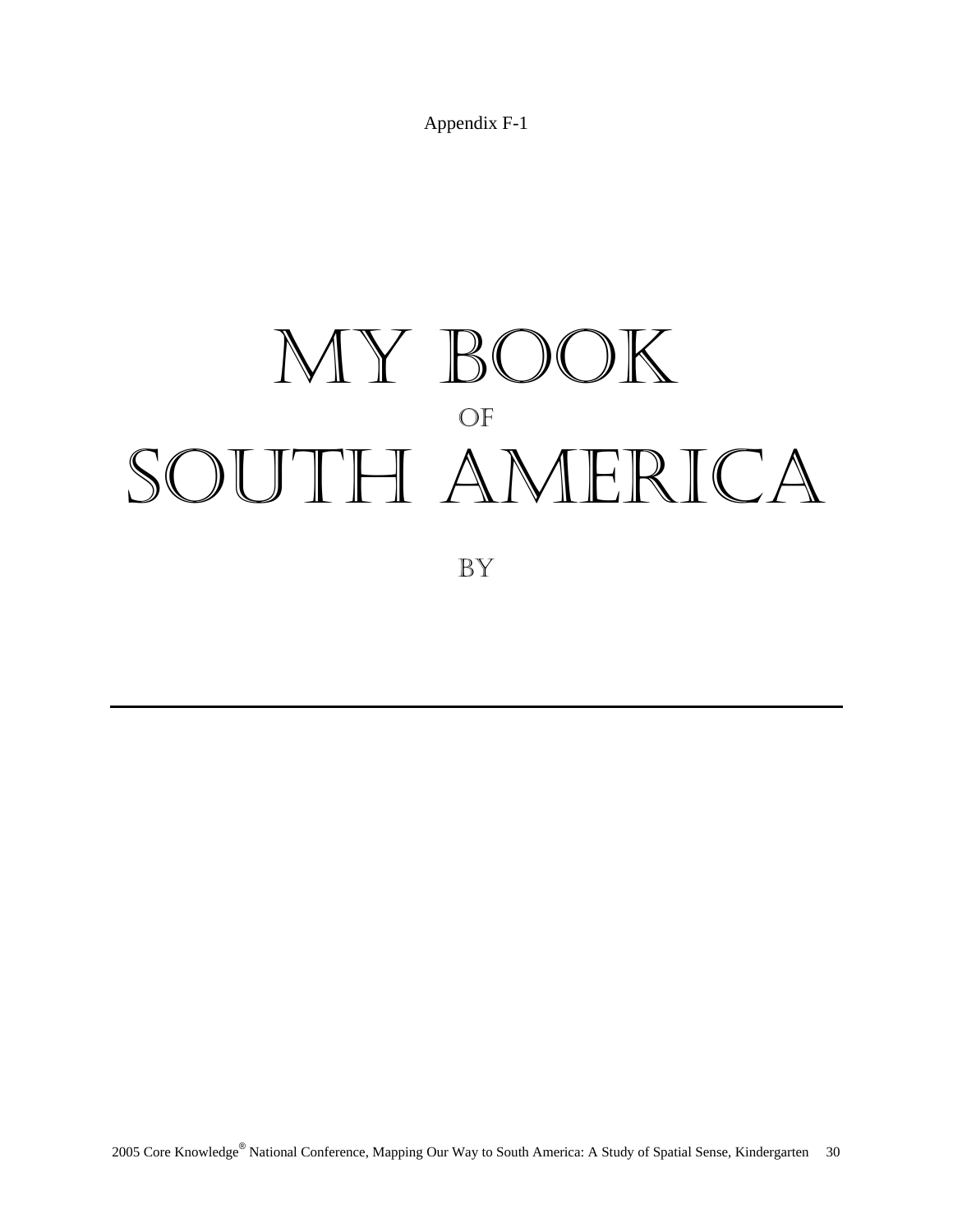Appendix F-1

# MY BOOK

OF

# SOUTH AMERICA

BY

_______________________________________________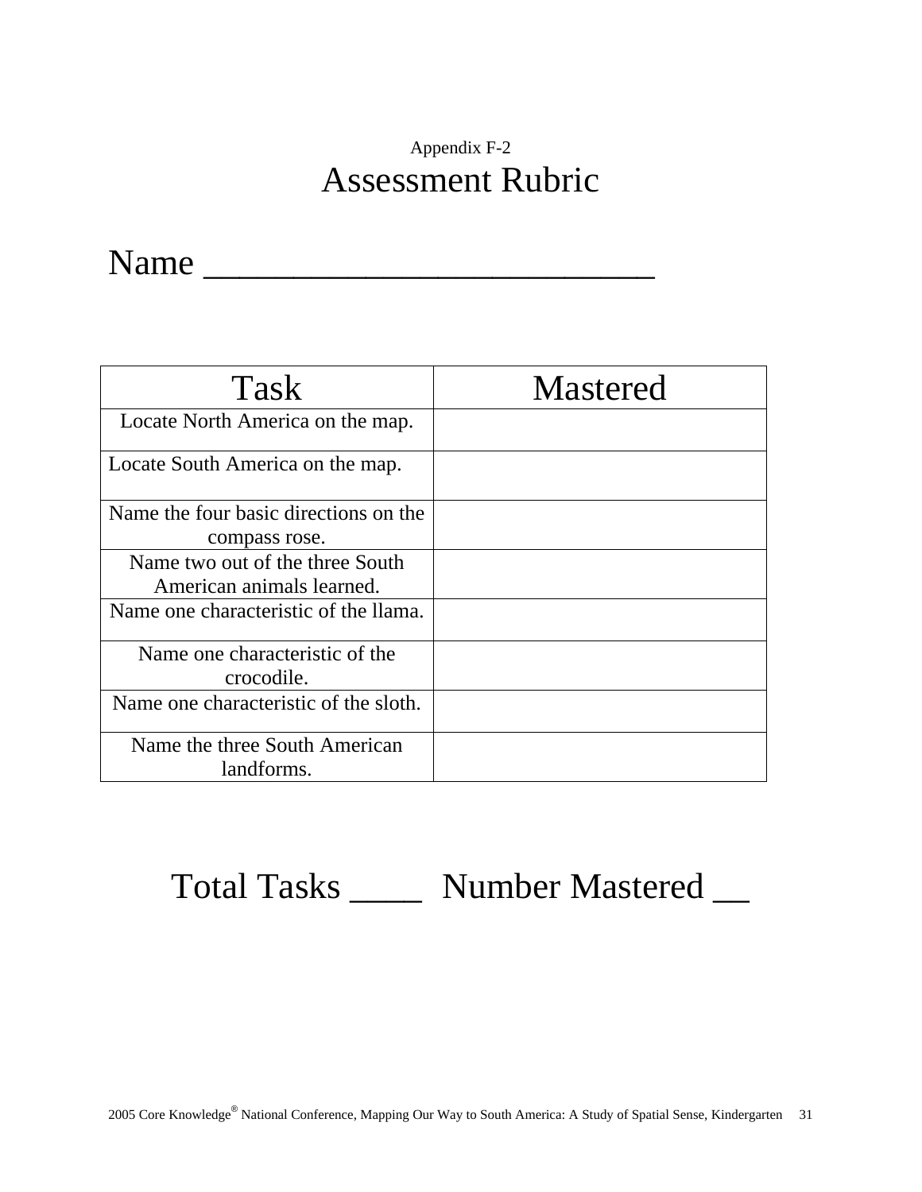Appendix F-2

# Assessment Rubric

Name ___________________________

| Task | Mastered |
|---|---|
| Locate North America on the map. | |
| Locate South America on the map. | |
| Name the four basic directions on the compass rose. | |
| Name two out of the three South American animals learned. | |
| Name one characteristic of the llama. | |
| Name one characteristic of the crocodile. | |
| Name one characteristic of the sloth. | |
| Name the three South American landforms. | |

Total Tasks ____ Number Mastered __